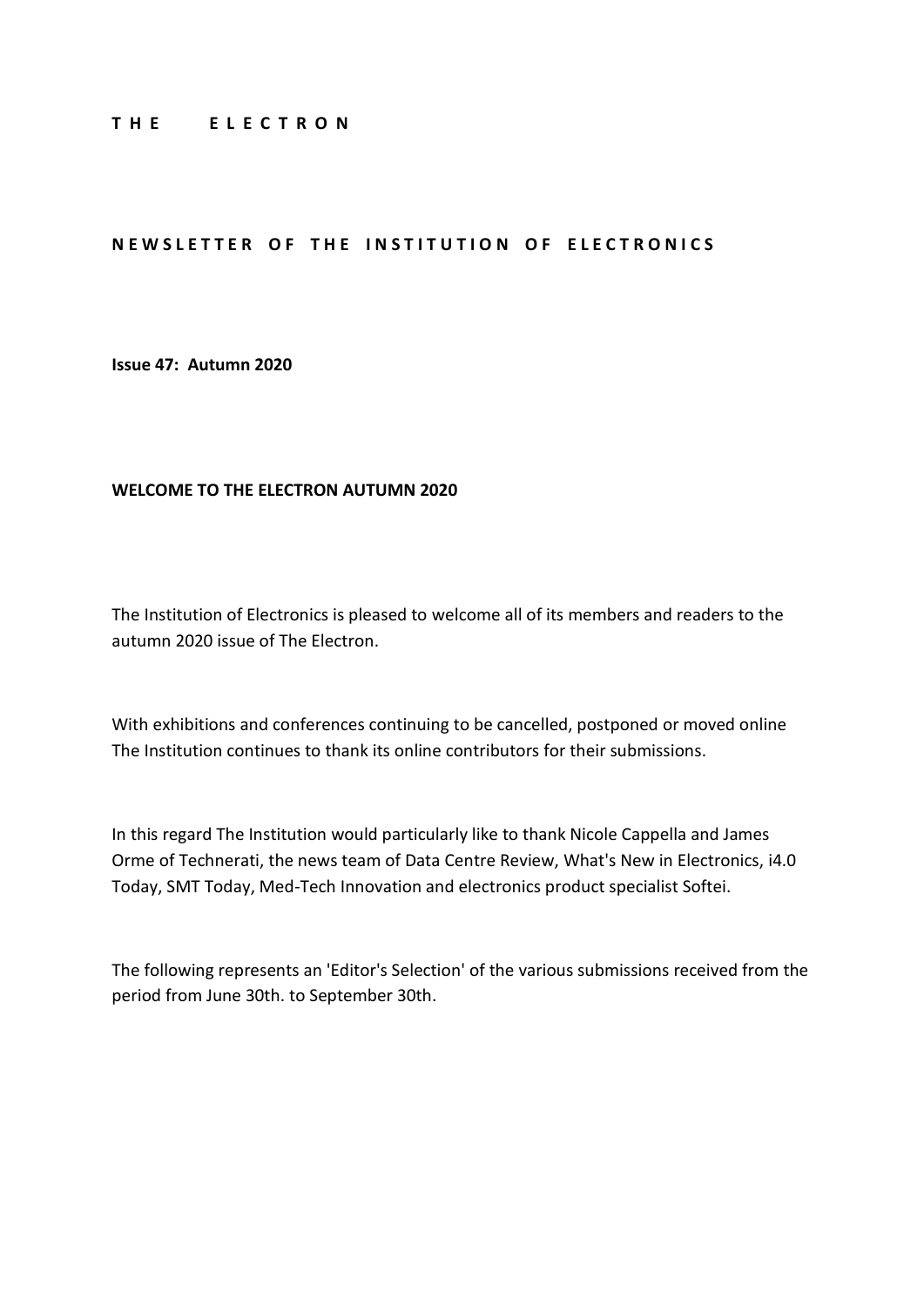**T H E E L E C T R O N**

**N E W S L E T T E R O F T H E I N S T I T U T I O N O F E L E C T R O N I C S**

**Issue 47: Autumn 2020**

## WELCOME TO THE ELECTRON AUTUMN 2020

The Institution of Electronics is pleased to welcome all of its members and readers to the autumn 2020 issue of The Electron.

With exhibitions and conferences continuing to be cancelled, postponed or moved online The Institution continues to thank its online contributors for their submissions.

In this regard The Institution would particularly like to thank Nicole Cappella and James Orme of Technerati, the news team of Data Centre Review, What's New in Electronics, i4.0 Today, SMT Today, Med-Tech Innovation and electronics product specialist Softei.

The following represents an 'Editor's Selection' of the various submissions received from the period from June 30th. to September 30th.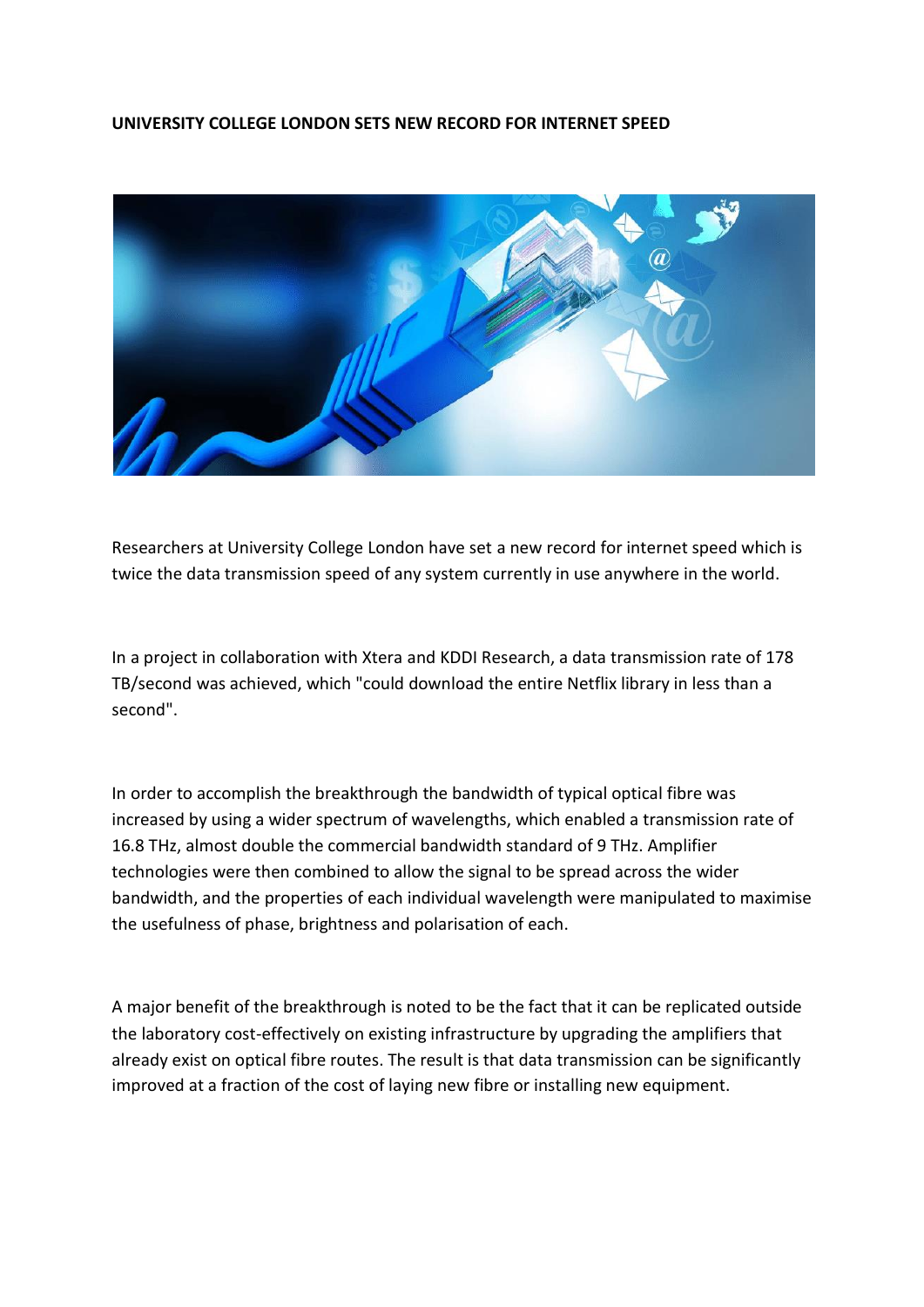**UNIVERSITY COLLEGE LONDON SETS NEW RECORD FOR INTERNET SPEED**

Researchers at University College London have set a new record for internet speed which is twice the data transmission speed of any system currently in use anywhere in the world.

In a project in collaboration with Xtera and KDDI Research, a data transmission rate of 178 TB/second was achieved, which "could download the entire Netflix library in less than a second".

In order to accomplish the breakthrough the bandwidth of typical optical fibre was increased by using a wider spectrum of wavelengths, which enabled a transmission rate of 16.8 THz, almost double the commercial bandwidth standard of 9 THz. Amplifier technologies were then combined to allow the signal to be spread across the wider bandwidth, and the properties of each individual wavelength were manipulated to maximise the usefulness of phase, brightness and polarisation of each.

A major benefit of the breakthrough is noted to be the fact that it can be replicated outside the laboratory cost-effectively on existing infrastructure by upgrading the amplifiers that already exist on optical fibre routes. The result is that data transmission can be significantly improved at a fraction of the cost of laying new fibre or installing new equipment.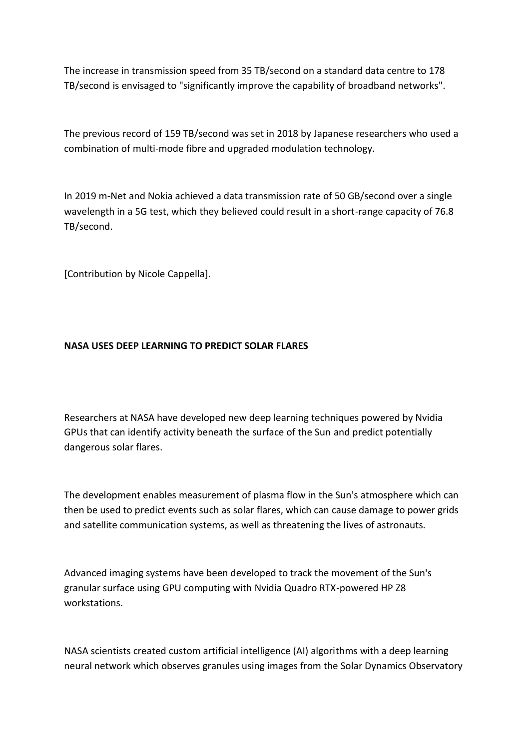The increase in transmission speed from 35 TB/second on a standard data centre to 178 TB/second is envisaged to "significantly improve the capability of broadband networks".

The previous record of 159 TB/second was set in 2018 by Japanese researchers who used a combination of multi-mode fibre and upgraded modulation technology.

In 2019 m-Net and Nokia achieved a data transmission rate of 50 GB/second over a single wavelength in a 5G test, which they believed could result in a short-range capacity of 76.8 TB/second.

[Contribution by Nicole Cappella].

## NASA USES DEEP LEARNING TO PREDICT SOLAR FLARES

Researchers at NASA have developed new deep learning techniques powered by Nvidia GPUs that can identify activity beneath the surface of the Sun and predict potentially dangerous solar flares.

The development enables measurement of plasma flow in the Sun's atmosphere which can then be used to predict events such as solar flares, which can cause damage to power grids and satellite communication systems, as well as threatening the lives of astronauts.

Advanced imaging systems have been developed to track the movement of the Sun's granular surface using GPU computing with Nvidia Quadro RTX-powered HP Z8 workstations.

NASA scientists created custom artificial intelligence (AI) algorithms with a deep learning neural network which observes granules using images from the Solar Dynamics Observatory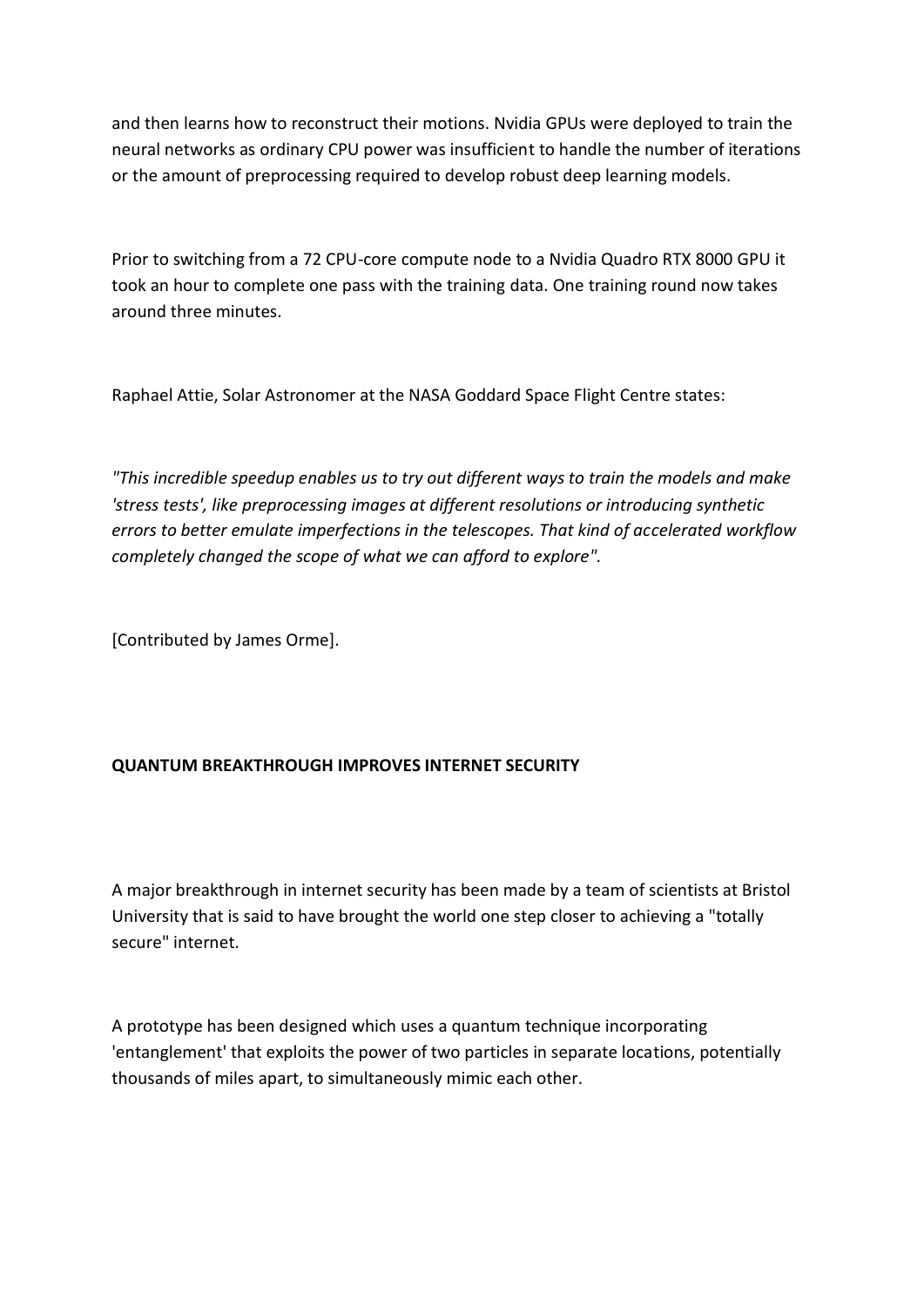and then learns how to reconstruct their motions. Nvidia GPUs were deployed to train the neural networks as ordinary CPU power was insufficient to handle the number of iterations or the amount of preprocessing required to develop robust deep learning models.

Prior to switching from a 72 CPU-core compute node to a Nvidia Quadro RTX 8000 GPU it took an hour to complete one pass with the training data. One training round now takes around three minutes.

Raphael Attie, Solar Astronomer at the NASA Goddard Space Flight Centre states:

*"This incredible speedup enables us to try out different ways to train the models and make 'stress tests', like preprocessing images at different resolutions or introducing synthetic errors to better emulate imperfections in the telescopes. That kind of accelerated workflow completely changed the scope of what we can afford to explore".*

[Contributed by James Orme].

## QUANTUM BREAKTHROUGH IMPROVES INTERNET SECURITY

A major breakthrough in internet security has been made by a team of scientists at Bristol University that is said to have brought the world one step closer to achieving a "totally secure" internet.

A prototype has been designed which uses a quantum technique incorporating 'entanglement' that exploits the power of two particles in separate locations, potentially thousands of miles apart, to simultaneously mimic each other.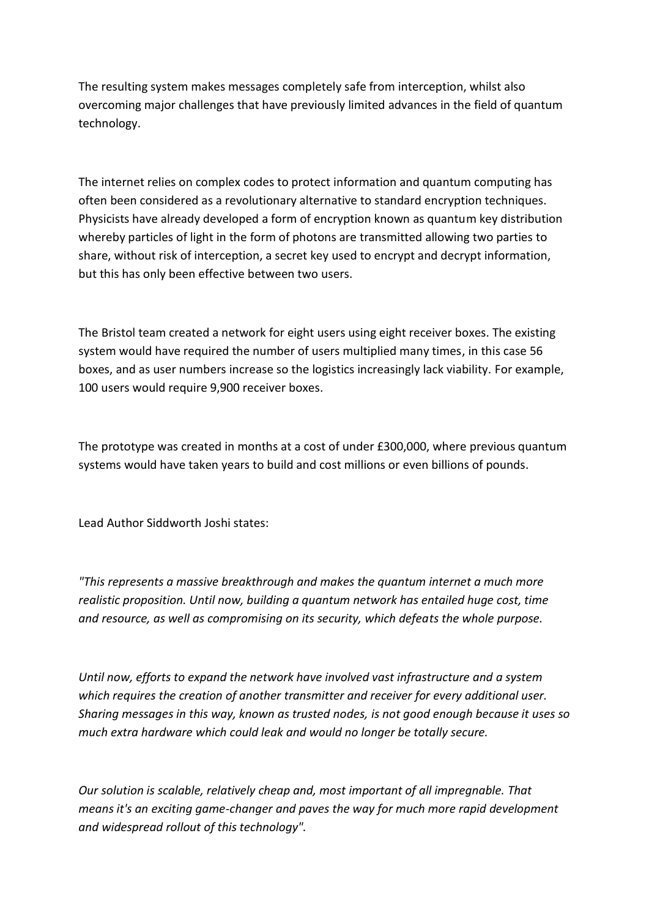The resulting system makes messages completely safe from interception, whilst also overcoming major challenges that have previously limited advances in the field of quantum technology.

The internet relies on complex codes to protect information and quantum computing has often been considered as a revolutionary alternative to standard encryption techniques. Physicists have already developed a form of encryption known as quantum key distribution whereby particles of light in the form of photons are transmitted allowing two parties to share, without risk of interception, a secret key used to encrypt and decrypt information, but this has only been effective between two users.

The Bristol team created a network for eight users using eight receiver boxes. The existing system would have required the number of users multiplied many times, in this case 56 boxes, and as user numbers increase so the logistics increasingly lack viability. For example, 100 users would require 9,900 receiver boxes.

The prototype was created in months at a cost of under £300,000, where previous quantum systems would have taken years to build and cost millions or even billions of pounds.

Lead Author Siddworth Joshi states:

*"This represents a massive breakthrough and makes the quantum internet a much more realistic proposition. Until now, building a quantum network has entailed huge cost, time and resource, as well as compromising on its security, which defeats the whole purpose.*

*Until now, efforts to expand the network have involved vast infrastructure and a system which requires the creation of another transmitter and receiver for every additional user. Sharing messages in this way, known as trusted nodes, is not good enough because it uses so much extra hardware which could leak and would no longer be totally secure.*

*Our solution is scalable, relatively cheap and, most important of all impregnable. That means it's an exciting game-changer and paves the way for much more rapid development and widespread rollout of this technology".*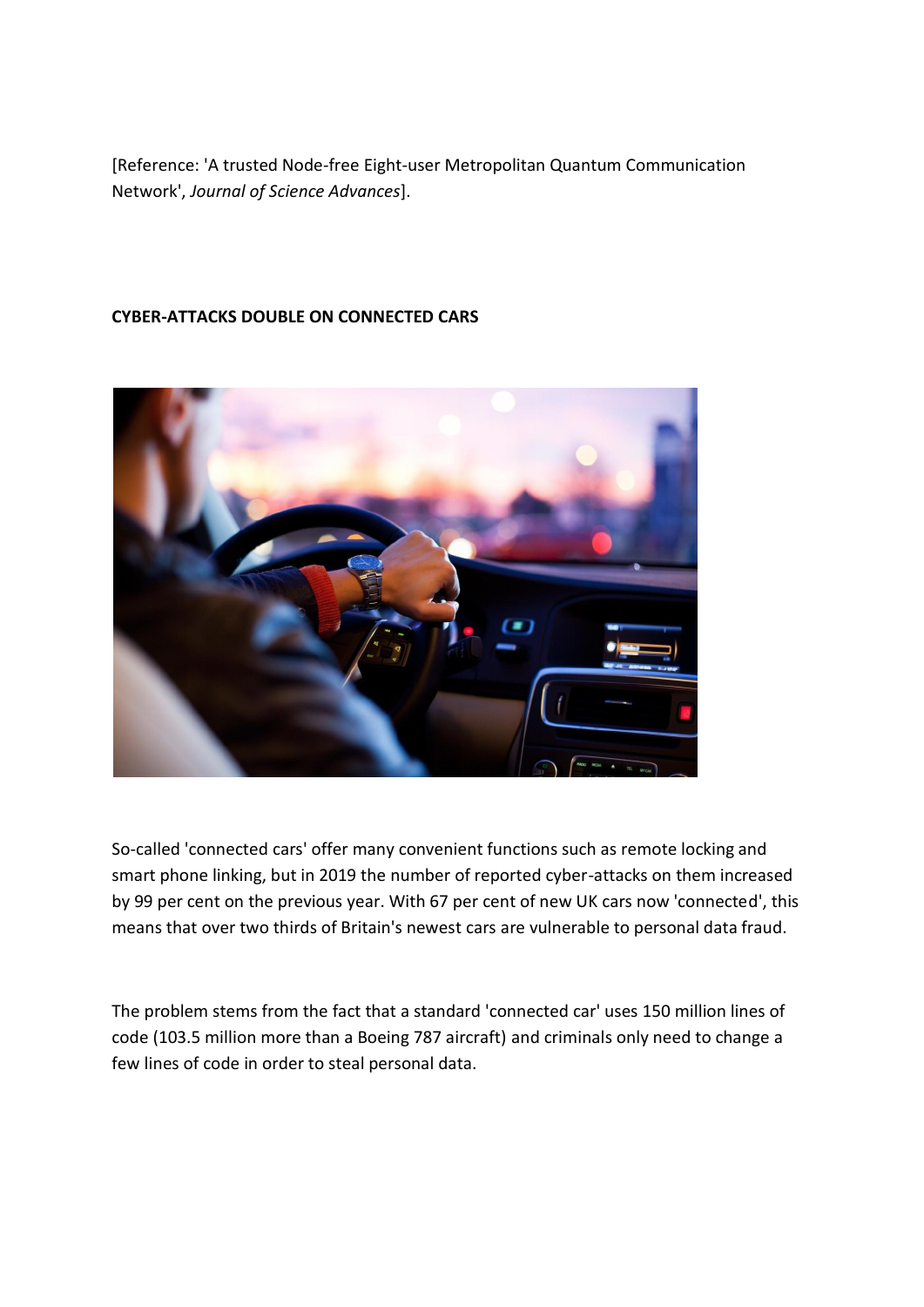[Reference: 'A trusted Node-free Eight-user Metropolitan Quantum Communication Network', *Journal of Science Advances*].

**CYBER-ATTACKS DOUBLE ON CONNECTED CARS**

So-called 'connected cars' offer many convenient functions such as remote locking and smart phone linking, but in 2019 the number of reported cyber-attacks on them increased by 99 per cent on the previous year. With 67 per cent of new UK cars now 'connected', this means that over two thirds of Britain's newest cars are vulnerable to personal data fraud.

The problem stems from the fact that a standard 'connected car' uses 150 million lines of code (103.5 million more than a Boeing 787 aircraft) and criminals only need to change a few lines of code in order to steal personal data.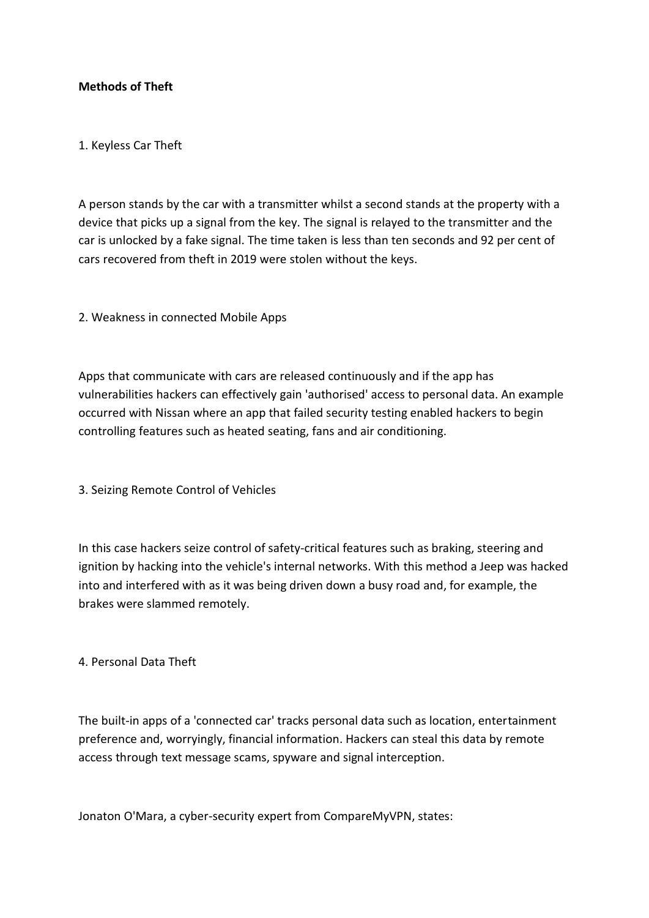**Methods of Theft**

1. Keyless Car Theft

A person stands by the car with a transmitter whilst a second stands at the property with a device that picks up a signal from the key. The signal is relayed to the transmitter and the car is unlocked by a fake signal. The time taken is less than ten seconds and 92 per cent of cars recovered from theft in 2019 were stolen without the keys.

2. Weakness in connected Mobile Apps

Apps that communicate with cars are released continuously and if the app has vulnerabilities hackers can effectively gain 'authorised' access to personal data. An example occurred with Nissan where an app that failed security testing enabled hackers to begin controlling features such as heated seating, fans and air conditioning.

3. Seizing Remote Control of Vehicles

In this case hackers seize control of safety-critical features such as braking, steering and ignition by hacking into the vehicle's internal networks. With this method a Jeep was hacked into and interfered with as it was being driven down a busy road and, for example, the brakes were slammed remotely.

4. Personal Data Theft

The built-in apps of a 'connected car' tracks personal data such as location, entertainment preference and, worryingly, financial information. Hackers can steal this data by remote access through text message scams, spyware and signal interception.

Jonaton O'Mara, a cyber-security expert from CompareMyVPN, states: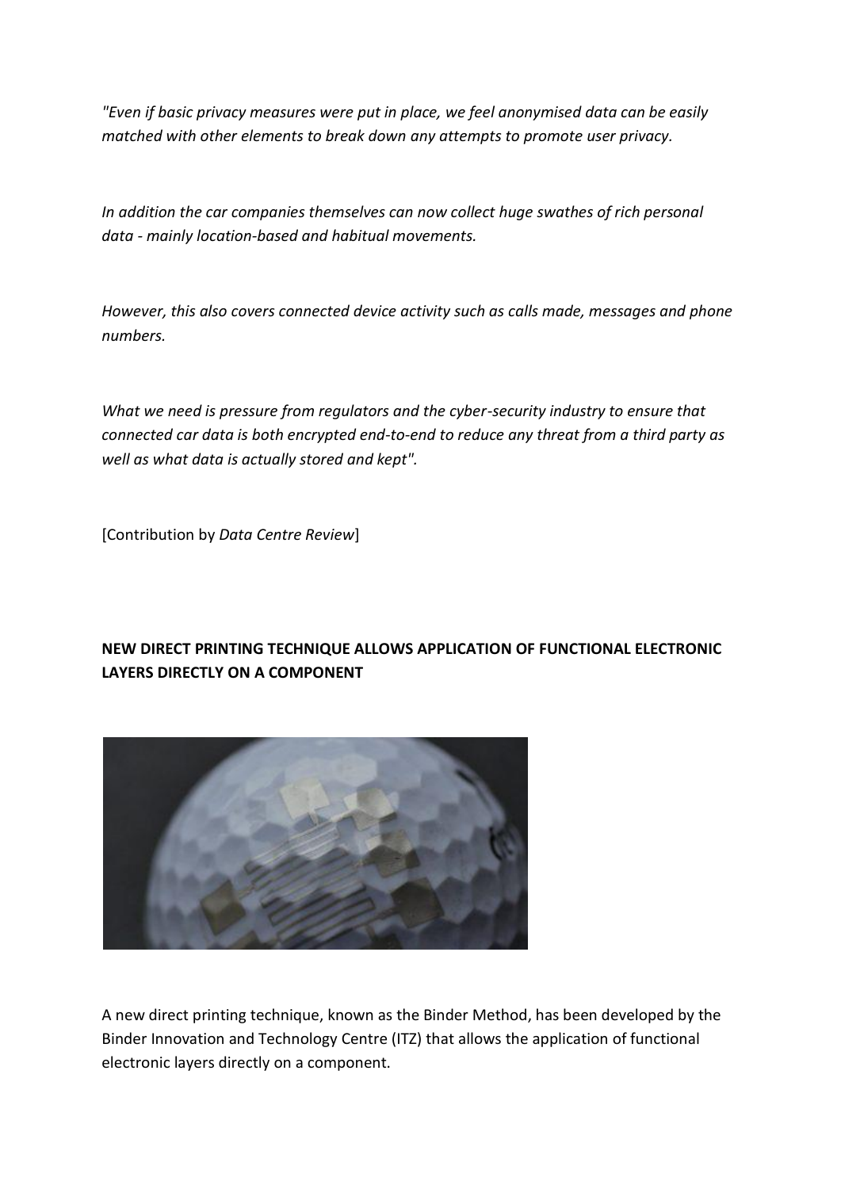*"Even if basic privacy measures were put in place, we feel anonymised data can be easily matched with other elements to break down any attempts to promote user privacy.*

*In addition the car companies themselves can now collect huge swathes of rich personal data - mainly location-based and habitual movements.*

*However, this also covers connected device activity such as calls made, messages and phone numbers.*

*What we need is pressure from regulators and the cyber-security industry to ensure that connected car data is both encrypted end-to-end to reduce any threat from a third party as well as what data is actually stored and kept".*

[Contribution by *Data Centre Review*]

**NEW DIRECT PRINTING TECHNIQUE ALLOWS APPLICATION OF FUNCTIONAL ELECTRONIC LAYERS DIRECTLY ON A COMPONENT**

A new direct printing technique, known as the Binder Method, has been developed by the Binder Innovation and Technology Centre (ITZ) that allows the application of functional electronic layers directly on a component.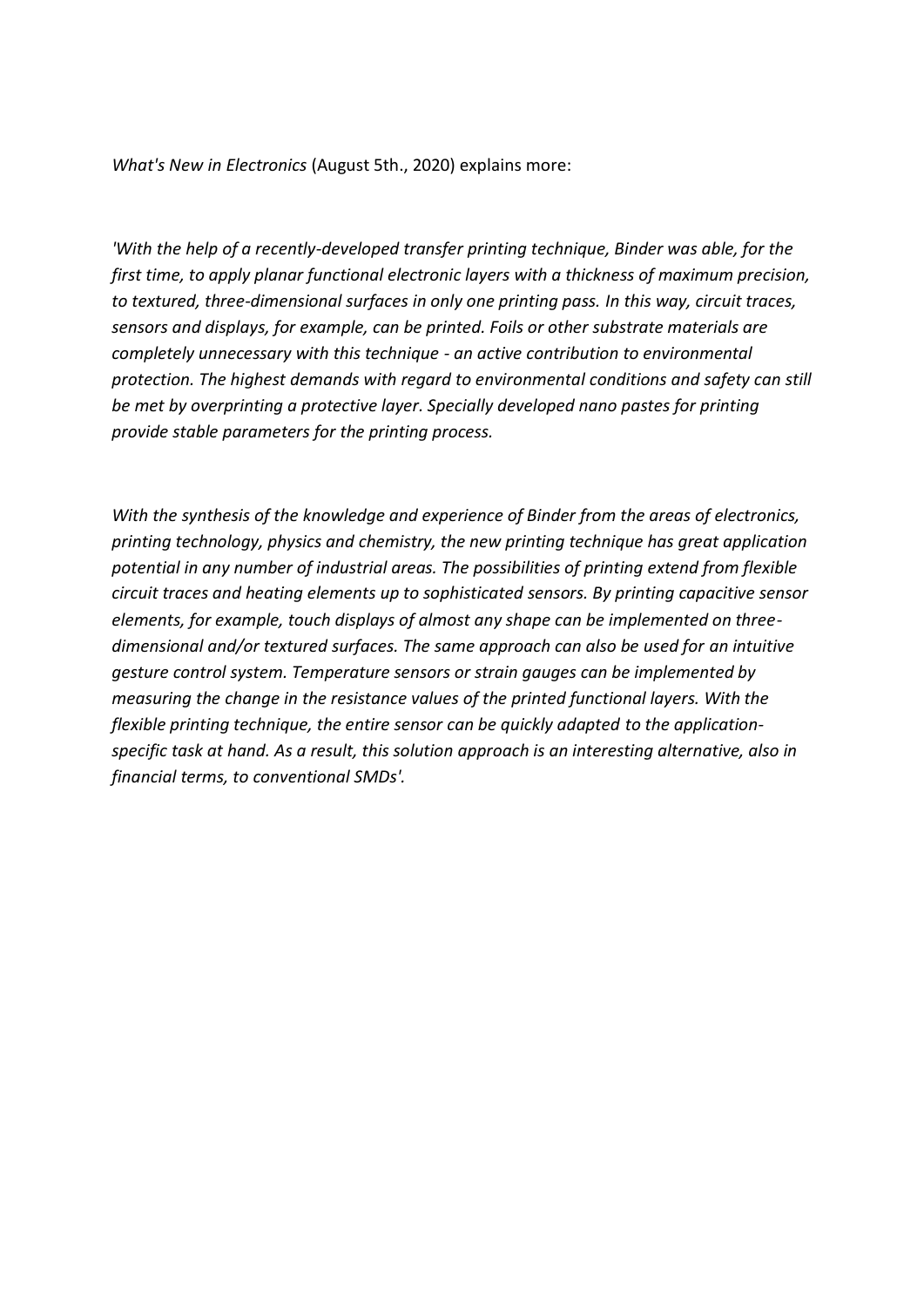*What's New in Electronics* (August 5th., 2020) explains more:

*'With the help of a recently-developed transfer printing technique, Binder was able, for the first time, to apply planar functional electronic layers with a thickness of maximum precision, to textured, three-dimensional surfaces in only one printing pass. In this way, circuit traces, sensors and displays, for example, can be printed. Foils or other substrate materials are completely unnecessary with this technique - an active contribution to environmental protection. The highest demands with regard to environmental conditions and safety can still be met by overprinting a protective layer. Specially developed nano pastes for printing provide stable parameters for the printing process.*

*With the synthesis of the knowledge and experience of Binder from the areas of electronics, printing technology, physics and chemistry, the new printing technique has great application potential in any number of industrial areas. The possibilities of printing extend from flexible circuit traces and heating elements up to sophisticated sensors. By printing capacitive sensor elements, for example, touch displays of almost any shape can be implemented on three-dimensional and/or textured surfaces. The same approach can also be used for an intuitive gesture control system. Temperature sensors or strain gauges can be implemented by measuring the change in the resistance values of the printed functional layers. With the flexible printing technique, the entire sensor can be quickly adapted to the application-specific task at hand. As a result, this solution approach is an interesting alternative, also in financial terms, to conventional SMDs'.*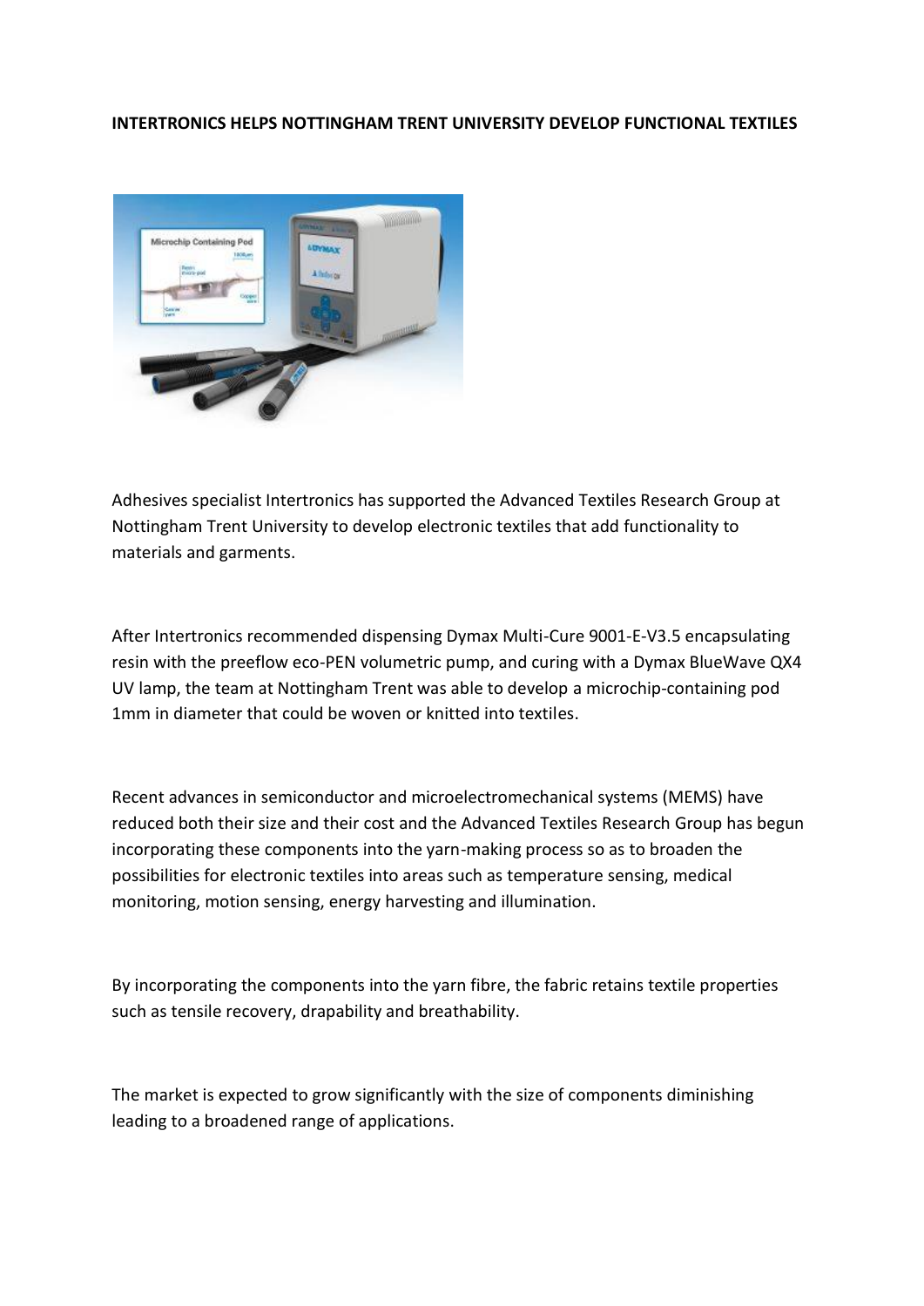**INTERTRONICS HELPS NOTTINGHAM TRENT UNIVERSITY DEVELOP FUNCTIONAL TEXTILES**

Adhesives specialist Intertronics has supported the Advanced Textiles Research Group at Nottingham Trent University to develop electronic textiles that add functionality to materials and garments.

After Intertronics recommended dispensing Dymax Multi-Cure 9001-E-V3.5 encapsulating resin with the preeflow eco-PEN volumetric pump, and curing with a Dymax BlueWave QX4 UV lamp, the team at Nottingham Trent was able to develop a microchip-containing pod 1mm in diameter that could be woven or knitted into textiles.

Recent advances in semiconductor and microelectromechanical systems (MEMS) have reduced both their size and their cost and the Advanced Textiles Research Group has begun incorporating these components into the yarn-making process so as to broaden the possibilities for electronic textiles into areas such as temperature sensing, medical monitoring, motion sensing, energy harvesting and illumination.

By incorporating the components into the yarn fibre, the fabric retains textile properties such as tensile recovery, drapability and breathability.

The market is expected to grow significantly with the size of components diminishing leading to a broadened range of applications.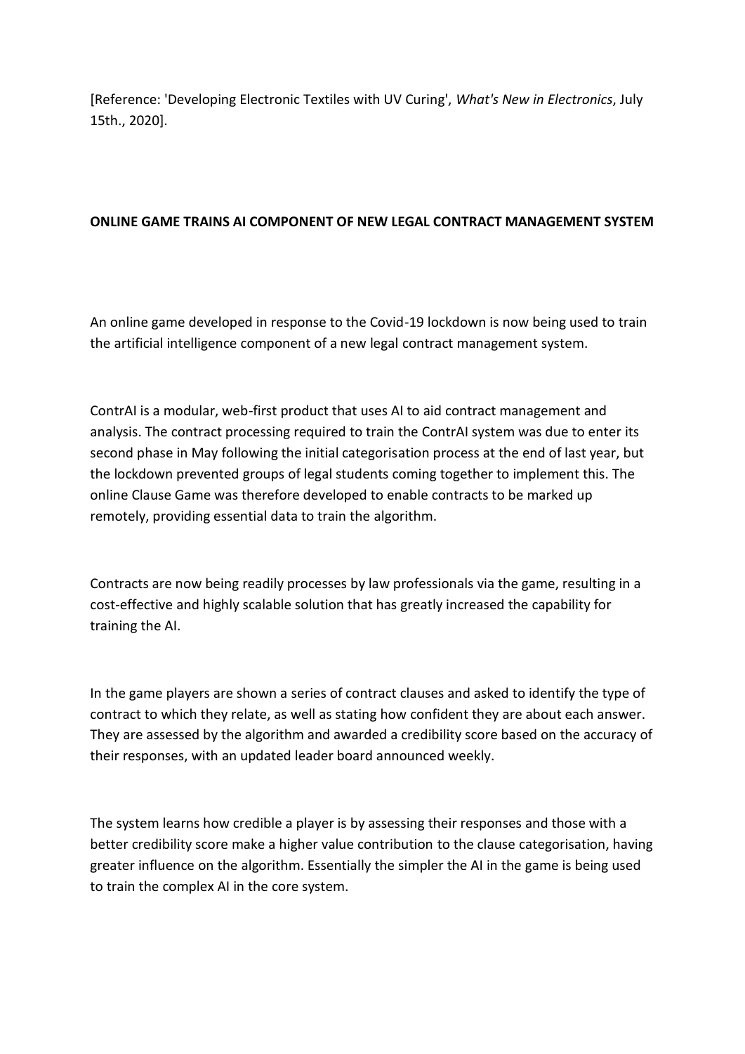[Reference: 'Developing Electronic Textiles with UV Curing', *What's New in Electronics*, July 15th., 2020].

**ONLINE GAME TRAINS AI COMPONENT OF NEW LEGAL CONTRACT MANAGEMENT SYSTEM**

An online game developed in response to the Covid-19 lockdown is now being used to train the artificial intelligence component of a new legal contract management system.

ContrAI is a modular, web-first product that uses AI to aid contract management and analysis. The contract processing required to train the ContrAI system was due to enter its second phase in May following the initial categorisation process at the end of last year, but the lockdown prevented groups of legal students coming together to implement this. The online Clause Game was therefore developed to enable contracts to be marked up remotely, providing essential data to train the algorithm.

Contracts are now being readily processes by law professionals via the game, resulting in a cost-effective and highly scalable solution that has greatly increased the capability for training the AI.

In the game players are shown a series of contract clauses and asked to identify the type of contract to which they relate, as well as stating how confident they are about each answer. They are assessed by the algorithm and awarded a credibility score based on the accuracy of their responses, with an updated leader board announced weekly.

The system learns how credible a player is by assessing their responses and those with a better credibility score make a higher value contribution to the clause categorisation, having greater influence on the algorithm. Essentially the simpler the AI in the game is being used to train the complex AI in the core system.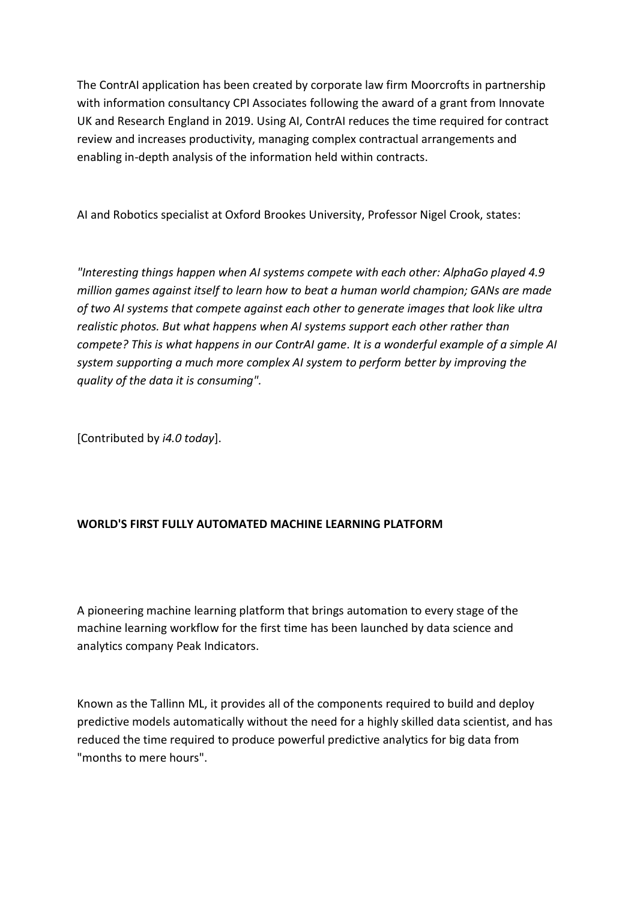The ContrAI application has been created by corporate law firm Moorcrofts in partnership with information consultancy CPI Associates following the award of a grant from Innovate UK and Research England in 2019. Using AI, ContrAI reduces the time required for contract review and increases productivity, managing complex contractual arrangements and enabling in-depth analysis of the information held within contracts.

AI and Robotics specialist at Oxford Brookes University, Professor Nigel Crook, states:

*"Interesting things happen when AI systems compete with each other: AlphaGo played 4.9 million games against itself to learn how to beat a human world champion; GANs are made of two AI systems that compete against each other to generate images that look like ultra realistic photos. But what happens when AI systems support each other rather than compete? This is what happens in our ContrAI game. It is a wonderful example of a simple AI system supporting a much more complex AI system to perform better by improving the quality of the data it is consuming".*

[Contributed by *i4.0 today*].

**WORLD'S FIRST FULLY AUTOMATED MACHINE LEARNING PLATFORM**

A pioneering machine learning platform that brings automation to every stage of the machine learning workflow for the first time has been launched by data science and analytics company Peak Indicators.

Known as the Tallinn ML, it provides all of the components required to build and deploy predictive models automatically without the need for a highly skilled data scientist, and has reduced the time required to produce powerful predictive analytics for big data from "months to mere hours".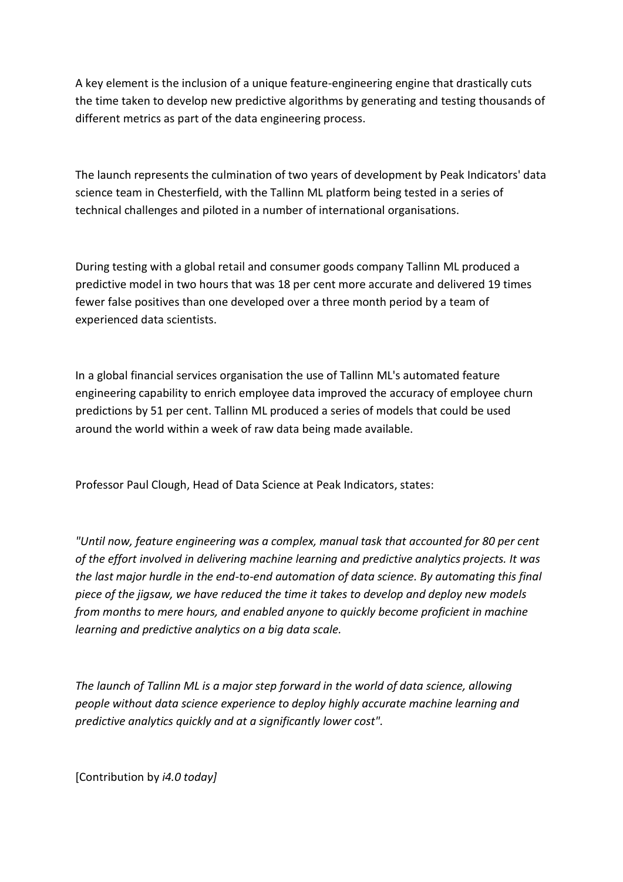A key element is the inclusion of a unique feature-engineering engine that drastically cuts the time taken to develop new predictive algorithms by generating and testing thousands of different metrics as part of the data engineering process.

The launch represents the culmination of two years of development by Peak Indicators' data science team in Chesterfield, with the Tallinn ML platform being tested in a series of technical challenges and piloted in a number of international organisations.

During testing with a global retail and consumer goods company Tallinn ML produced a predictive model in two hours that was 18 per cent more accurate and delivered 19 times fewer false positives than one developed over a three month period by a team of experienced data scientists.

In a global financial services organisation the use of Tallinn ML's automated feature engineering capability to enrich employee data improved the accuracy of employee churn predictions by 51 per cent. Tallinn ML produced a series of models that could be used around the world within a week of raw data being made available.

Professor Paul Clough, Head of Data Science at Peak Indicators, states:

*"Until now, feature engineering was a complex, manual task that accounted for 80 per cent of the effort involved in delivering machine learning and predictive analytics projects. It was the last major hurdle in the end-to-end automation of data science. By automating this final piece of the jigsaw, we have reduced the time it takes to develop and deploy new models from months to mere hours, and enabled anyone to quickly become proficient in machine learning and predictive analytics on a big data scale.*

*The launch of Tallinn ML is a major step forward in the world of data science, allowing people without data science experience to deploy highly accurate machine learning and predictive analytics quickly and at a significantly lower cost".*

[Contribution by *i4.0 today]*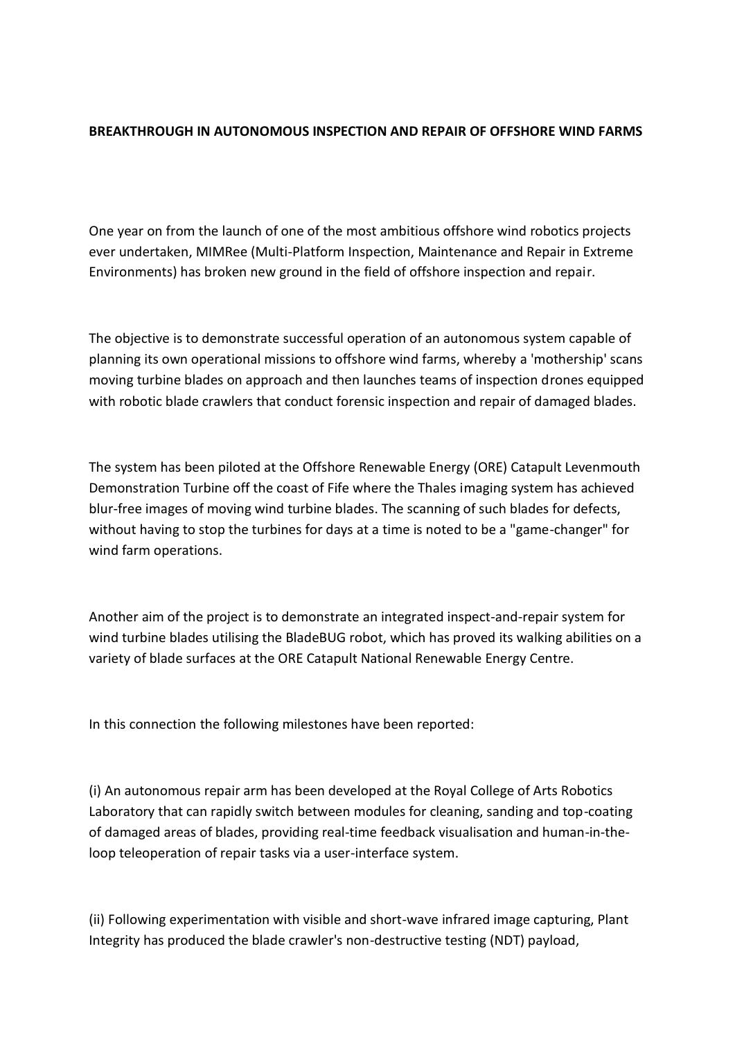**BREAKTHROUGH IN AUTONOMOUS INSPECTION AND REPAIR OF OFFSHORE WIND FARMS**

One year on from the launch of one of the most ambitious offshore wind robotics projects ever undertaken, MIMRee (Multi-Platform Inspection, Maintenance and Repair in Extreme Environments) has broken new ground in the field of offshore inspection and repair.

The objective is to demonstrate successful operation of an autonomous system capable of planning its own operational missions to offshore wind farms, whereby a 'mothership' scans moving turbine blades on approach and then launches teams of inspection drones equipped with robotic blade crawlers that conduct forensic inspection and repair of damaged blades.

The system has been piloted at the Offshore Renewable Energy (ORE) Catapult Levenmouth Demonstration Turbine off the coast of Fife where the Thales imaging system has achieved blur-free images of moving wind turbine blades. The scanning of such blades for defects, without having to stop the turbines for days at a time is noted to be a "game-changer" for wind farm operations.

Another aim of the project is to demonstrate an integrated inspect-and-repair system for wind turbine blades utilising the BladeBUG robot, which has proved its walking abilities on a variety of blade surfaces at the ORE Catapult National Renewable Energy Centre.

In this connection the following milestones have been reported:

(i) An autonomous repair arm has been developed at the Royal College of Arts Robotics Laboratory that can rapidly switch between modules for cleaning, sanding and top-coating of damaged areas of blades, providing real-time feedback visualisation and human-in-the-loop teleoperation of repair tasks via a user-interface system.

(ii) Following experimentation with visible and short-wave infrared image capturing, Plant Integrity has produced the blade crawler's non-destructive testing (NDT) payload,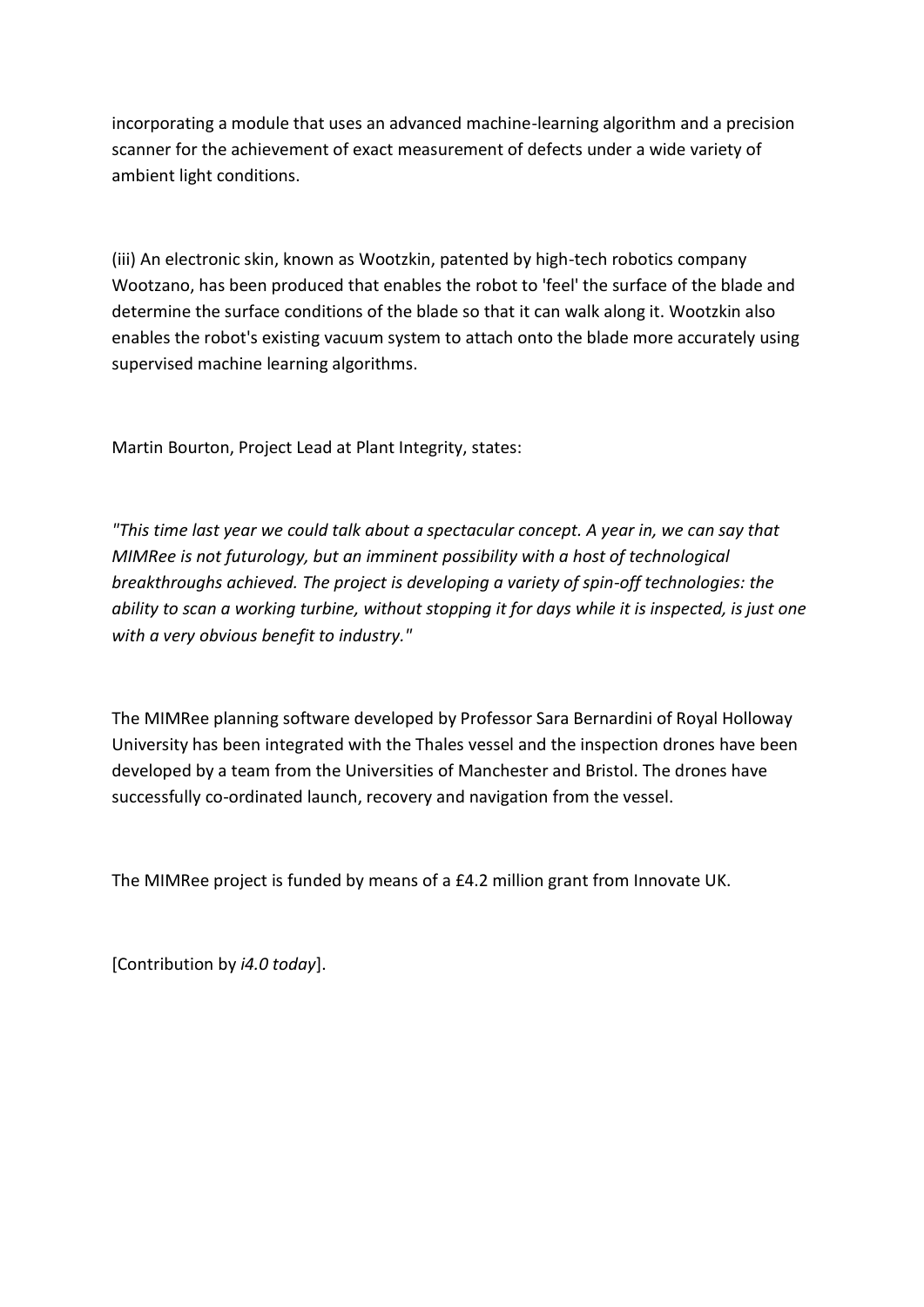incorporating a module that uses an advanced machine-learning algorithm and a precision scanner for the achievement of exact measurement of defects under a wide variety of ambient light conditions.

(iii) An electronic skin, known as Wootzkin, patented by high-tech robotics company Wootzano, has been produced that enables the robot to 'feel' the surface of the blade and determine the surface conditions of the blade so that it can walk along it. Wootzkin also enables the robot's existing vacuum system to attach onto the blade more accurately using supervised machine learning algorithms.

Martin Bourton, Project Lead at Plant Integrity, states:

*"This time last year we could talk about a spectacular concept. A year in, we can say that MIMRee is not futurology, but an imminent possibility with a host of technological breakthroughs achieved. The project is developing a variety of spin-off technologies: the ability to scan a working turbine, without stopping it for days while it is inspected, is just one with a very obvious benefit to industry."*

The MIMRee planning software developed by Professor Sara Bernardini of Royal Holloway University has been integrated with the Thales vessel and the inspection drones have been developed by a team from the Universities of Manchester and Bristol. The drones have successfully co-ordinated launch, recovery and navigation from the vessel.

The MIMRee project is funded by means of a £4.2 million grant from Innovate UK.

[Contribution by *i4.0 today*].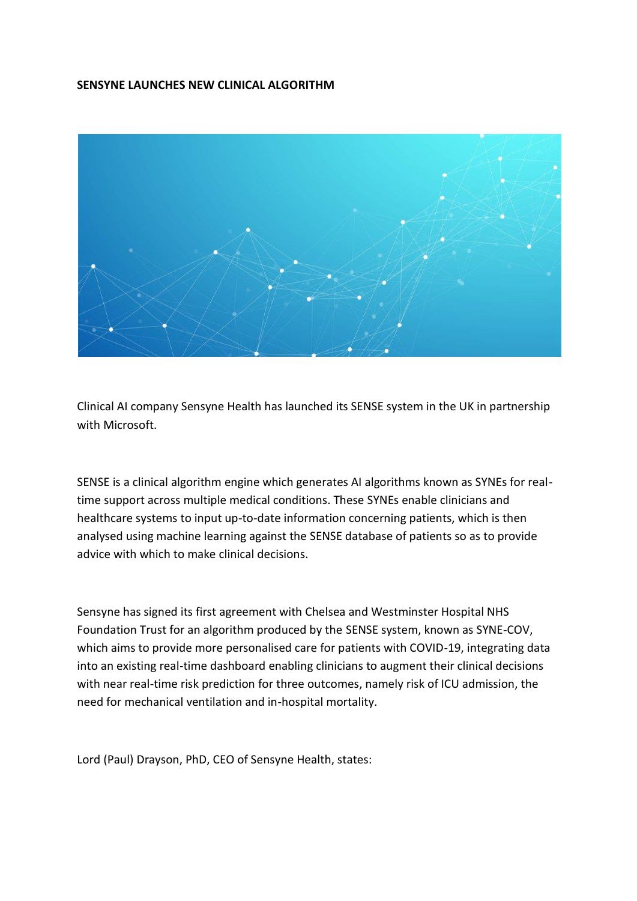**SENSYNE LAUNCHES NEW CLINICAL ALGORITHM**

Clinical AI company Sensyne Health has launched its SENSE system in the UK in partnership with Microsoft.

SENSE is a clinical algorithm engine which generates AI algorithms known as SYNEs for real-time support across multiple medical conditions. These SYNEs enable clinicians and healthcare systems to input up-to-date information concerning patients, which is then analysed using machine learning against the SENSE database of patients so as to provide advice with which to make clinical decisions.

Sensyne has signed its first agreement with Chelsea and Westminster Hospital NHS Foundation Trust for an algorithm produced by the SENSE system, known as SYNE-COV, which aims to provide more personalised care for patients with COVID-19, integrating data into an existing real-time dashboard enabling clinicians to augment their clinical decisions with near real-time risk prediction for three outcomes, namely risk of ICU admission, the need for mechanical ventilation and in-hospital mortality.

Lord (Paul) Drayson, PhD, CEO of Sensyne Health, states: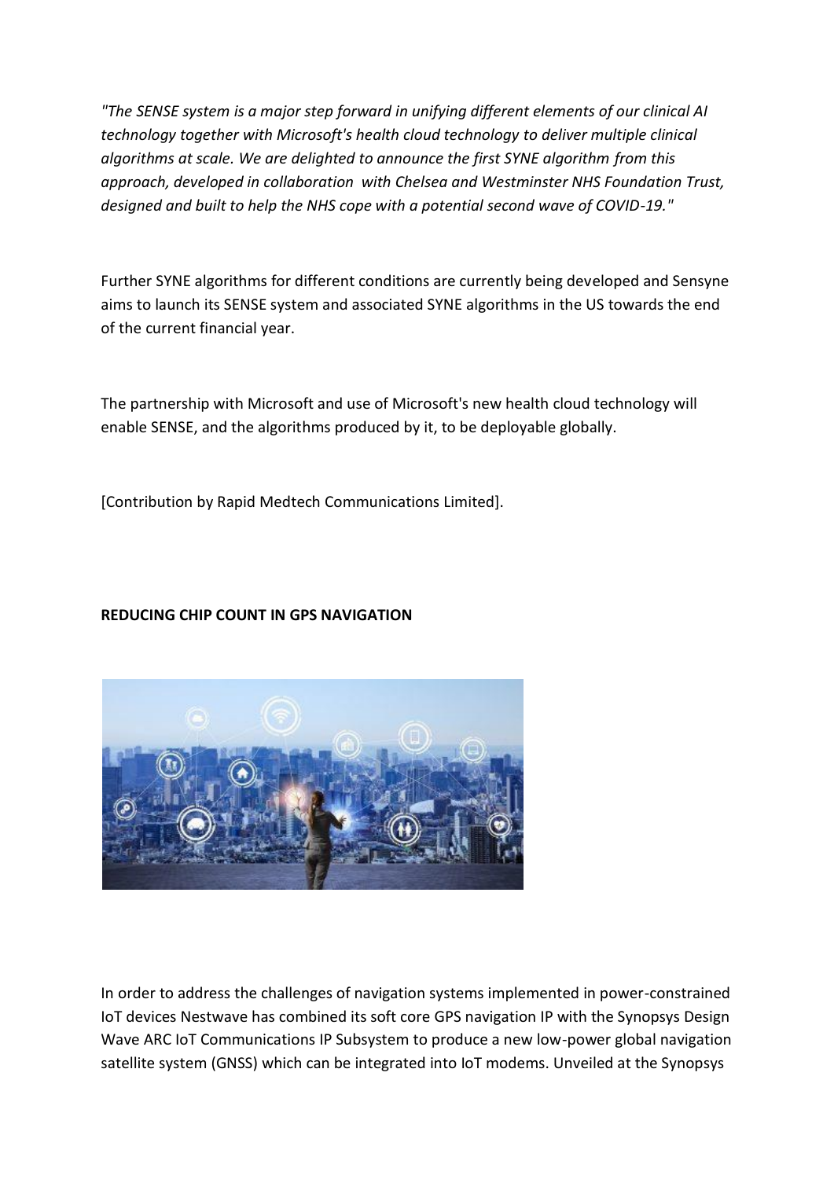*"The SENSE system is a major step forward in unifying different elements of our clinical AI technology together with Microsoft's health cloud technology to deliver multiple clinical algorithms at scale. We are delighted to announce the first SYNE algorithm from this approach, developed in collaboration with Chelsea and Westminster NHS Foundation Trust, designed and built to help the NHS cope with a potential second wave of COVID-19."*

Further SYNE algorithms for different conditions are currently being developed and Sensyne aims to launch its SENSE system and associated SYNE algorithms in the US towards the end of the current financial year.

The partnership with Microsoft and use of Microsoft's new health cloud technology will enable SENSE, and the algorithms produced by it, to be deployable globally.

[Contribution by Rapid Medtech Communications Limited].

**REDUCING CHIP COUNT IN GPS NAVIGATION**

In order to address the challenges of navigation systems implemented in power-constrained IoT devices Nestwave has combined its soft core GPS navigation IP with the Synopsys Design Wave ARC IoT Communications IP Subsystem to produce a new low-power global navigation satellite system (GNSS) which can be integrated into IoT modems. Unveiled at the Synopsys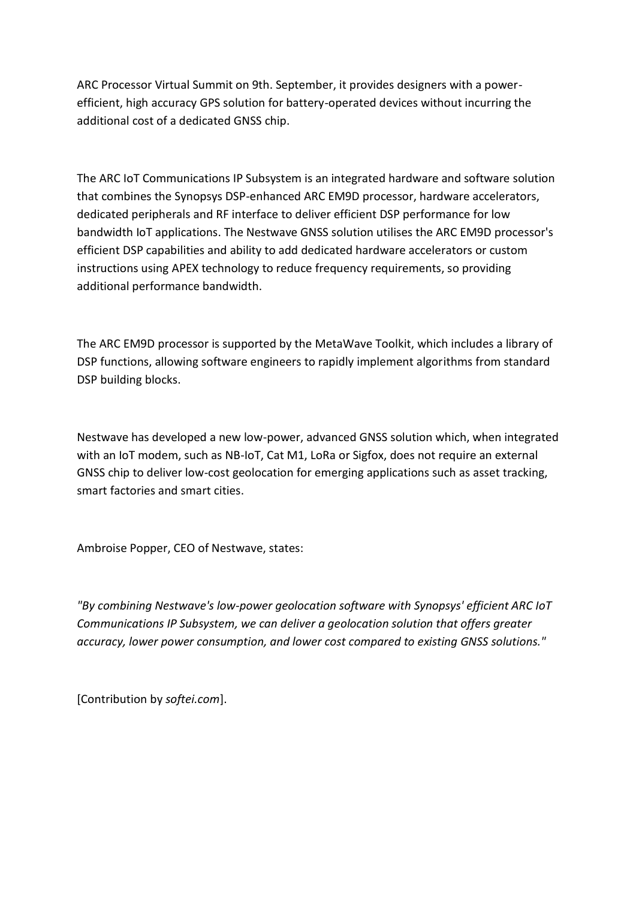ARC Processor Virtual Summit on 9th. September, it provides designers with a power-efficient, high accuracy GPS solution for battery-operated devices without incurring the additional cost of a dedicated GNSS chip.

The ARC IoT Communications IP Subsystem is an integrated hardware and software solution that combines the Synopsys DSP-enhanced ARC EM9D processor, hardware accelerators, dedicated peripherals and RF interface to deliver efficient DSP performance for low bandwidth IoT applications. The Nestwave GNSS solution utilises the ARC EM9D processor's efficient DSP capabilities and ability to add dedicated hardware accelerators or custom instructions using APEX technology to reduce frequency requirements, so providing additional performance bandwidth.

The ARC EM9D processor is supported by the MetaWave Toolkit, which includes a library of DSP functions, allowing software engineers to rapidly implement algorithms from standard DSP building blocks.

Nestwave has developed a new low-power, advanced GNSS solution which, when integrated with an IoT modem, such as NB-IoT, Cat M1, LoRa or Sigfox, does not require an external GNSS chip to deliver low-cost geolocation for emerging applications such as asset tracking, smart factories and smart cities.

Ambroise Popper, CEO of Nestwave, states:

*"By combining Nestwave's low-power geolocation software with Synopsys' efficient ARC IoT Communications IP Subsystem, we can deliver a geolocation solution that offers greater accuracy, lower power consumption, and lower cost compared to existing GNSS solutions."*

[Contribution by *softei.com*].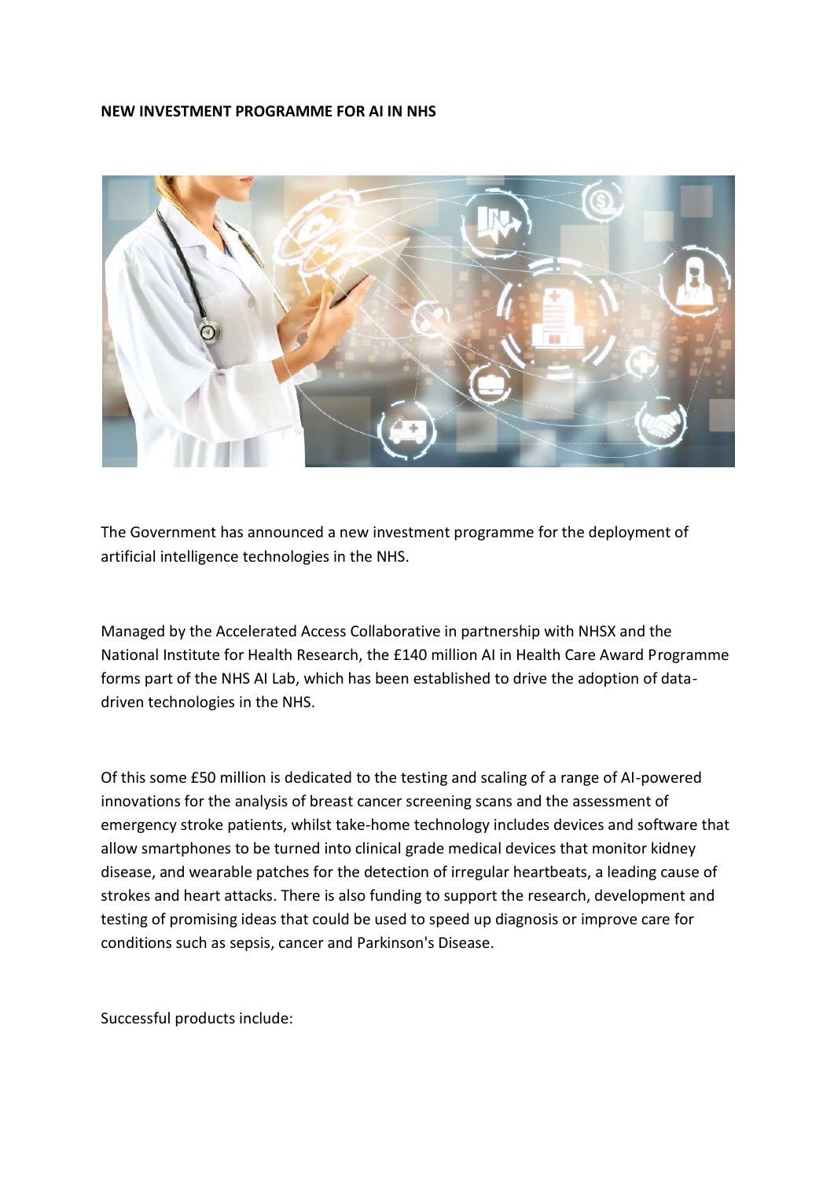**NEW INVESTMENT PROGRAMME FOR AI IN NHS**

The Government has announced a new investment programme for the deployment of artificial intelligence technologies in the NHS.

Managed by the Accelerated Access Collaborative in partnership with NHSX and the National Institute for Health Research, the £140 million AI in Health Care Award Programme forms part of the NHS AI Lab, which has been established to drive the adoption of data-driven technologies in the NHS.

Of this some £50 million is dedicated to the testing and scaling of a range of AI-powered innovations for the analysis of breast cancer screening scans and the assessment of emergency stroke patients, whilst take-home technology includes devices and software that allow smartphones to be turned into clinical grade medical devices that monitor kidney disease, and wearable patches for the detection of irregular heartbeats, a leading cause of strokes and heart attacks. There is also funding to support the research, development and testing of promising ideas that could be used to speed up diagnosis or improve care for conditions such as sepsis, cancer and Parkinson's Disease.

Successful products include: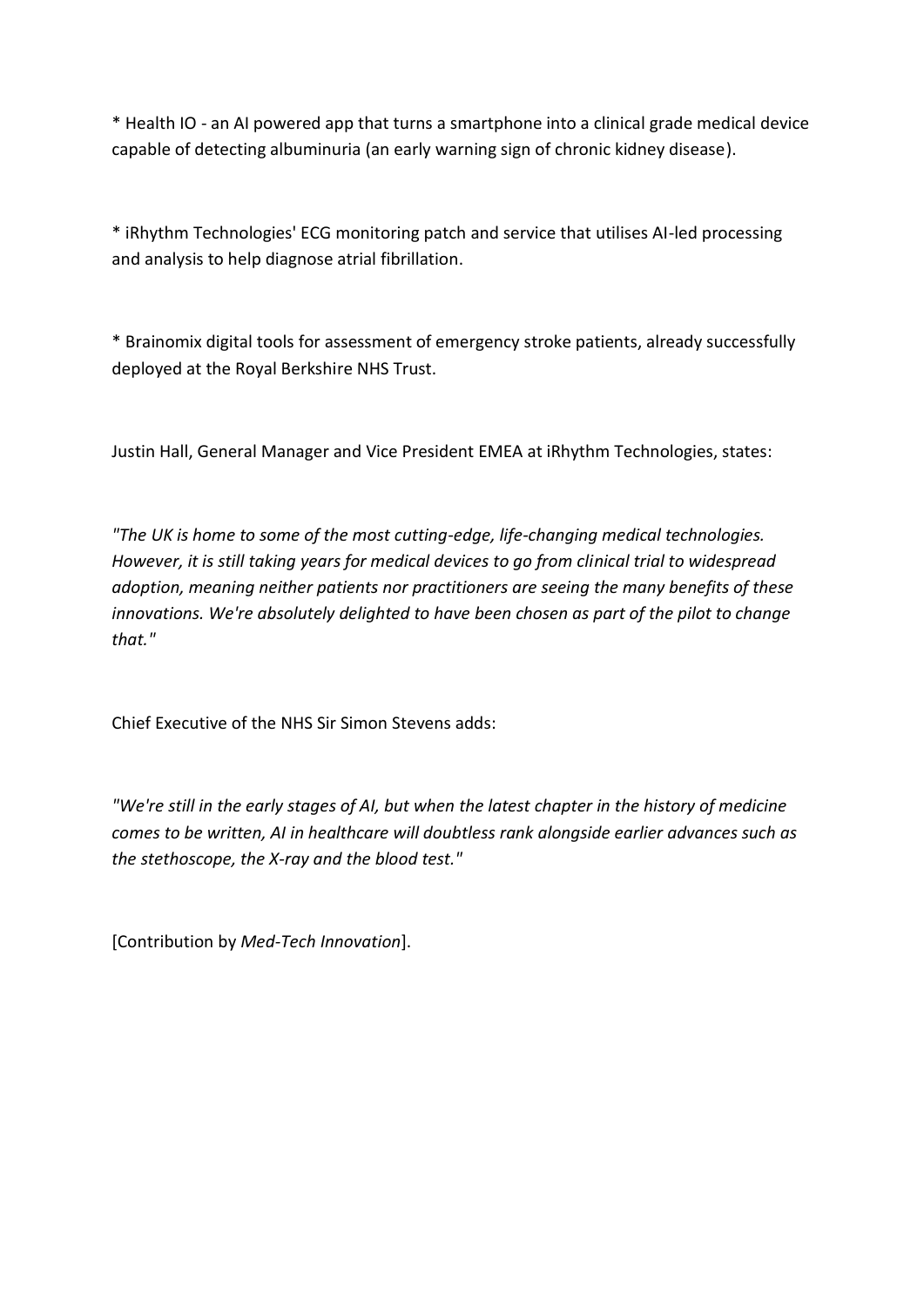* Health IO - an AI powered app that turns a smartphone into a clinical grade medical device capable of detecting albuminuria (an early warning sign of chronic kidney disease).

* iRhythm Technologies' ECG monitoring patch and service that utilises AI-led processing and analysis to help diagnose atrial fibrillation.

* Brainomix digital tools for assessment of emergency stroke patients, already successfully deployed at the Royal Berkshire NHS Trust.

Justin Hall, General Manager and Vice President EMEA at iRhythm Technologies, states:

*"The UK is home to some of the most cutting-edge, life-changing medical technologies. However, it is still taking years for medical devices to go from clinical trial to widespread adoption, meaning neither patients nor practitioners are seeing the many benefits of these innovations. We're absolutely delighted to have been chosen as part of the pilot to change that."*

Chief Executive of the NHS Sir Simon Stevens adds:

*"We're still in the early stages of AI, but when the latest chapter in the history of medicine comes to be written, AI in healthcare will doubtless rank alongside earlier advances such as the stethoscope, the X-ray and the blood test."*

[Contribution by *Med-Tech Innovation*].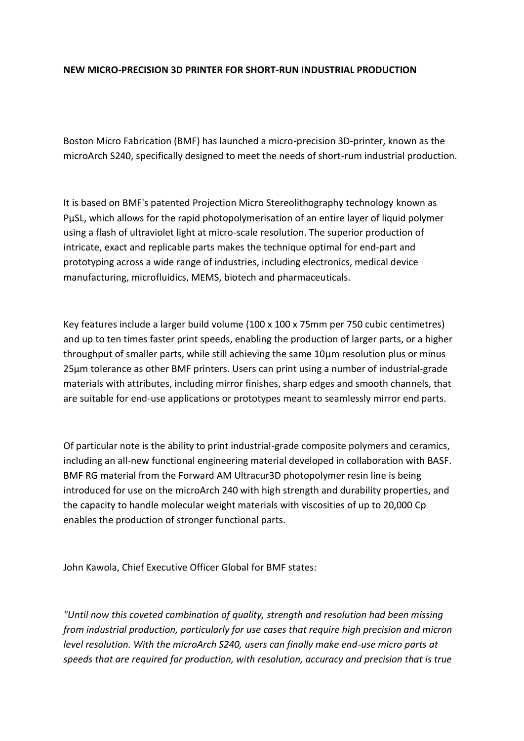**NEW MICRO-PRECISION 3D PRINTER FOR SHORT-RUN INDUSTRIAL PRODUCTION**

Boston Micro Fabrication (BMF) has launched a micro-precision 3D-printer, known as the microArch S240, specifically designed to meet the needs of short-rum industrial production.

It is based on BMF's patented Projection Micro Stereolithography technology known as PµSL, which allows for the rapid photopolymerisation of an entire layer of liquid polymer using a flash of ultraviolet light at micro-scale resolution. The superior production of intricate, exact and replicable parts makes the technique optimal for end-part and prototyping across a wide range of industries, including electronics, medical device manufacturing, microfluidics, MEMS, biotech and pharmaceuticals.

Key features include a larger build volume (100 x 100 x 75mm per 750 cubic centimetres) and up to ten times faster print speeds, enabling the production of larger parts, or a higher throughput of smaller parts, while still achieving the same 10µm resolution plus or minus 25µm tolerance as other BMF printers. Users can print using a number of industrial-grade materials with attributes, including mirror finishes, sharp edges and smooth channels, that are suitable for end-use applications or prototypes meant to seamlessly mirror end parts.

Of particular note is the ability to print industrial-grade composite polymers and ceramics, including an all-new functional engineering material developed in collaboration with BASF. BMF RG material from the Forward AM Ultracur3D photopolymer resin line is being introduced for use on the microArch 240 with high strength and durability properties, and the capacity to handle molecular weight materials with viscosities of up to 20,000 Cp enables the production of stronger functional parts.

John Kawola, Chief Executive Officer Global for BMF states:

*"Until now this coveted combination of quality, strength and resolution had been missing from industrial production, particularly for use cases that require high precision and micron level resolution. With the microArch S240, users can finally make end-use micro parts at speeds that are required for production, with resolution, accuracy and precision that is true*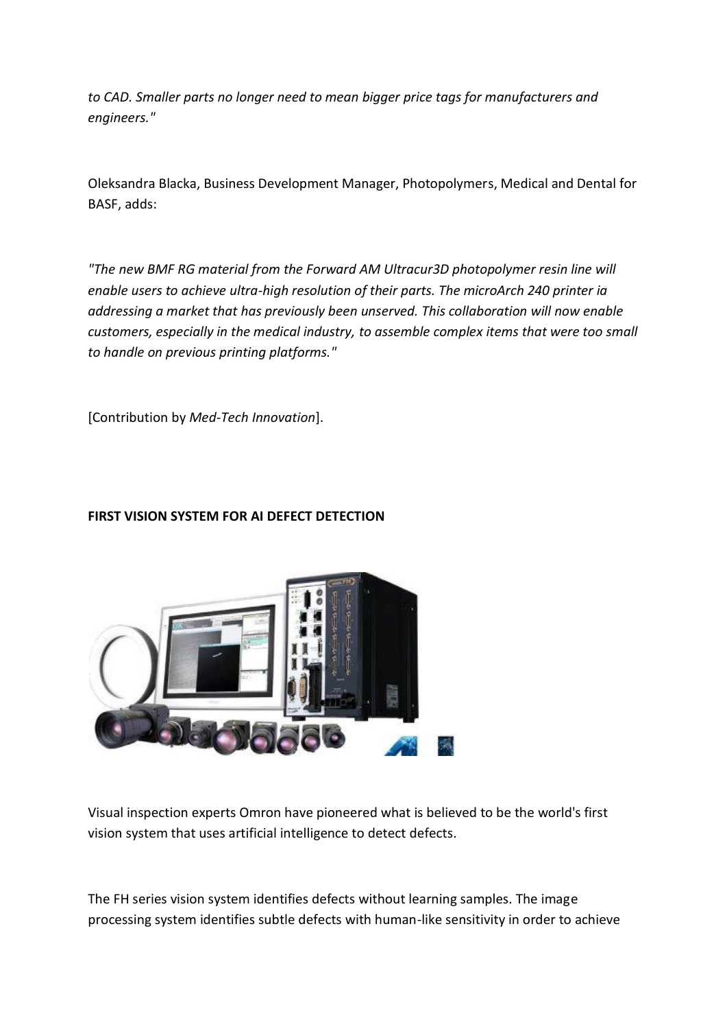*to CAD. Smaller parts no longer need to mean bigger price tags for manufacturers and engineers."*

Oleksandra Blacka, Business Development Manager, Photopolymers, Medical and Dental for BASF, adds:

*"The new BMF RG material from the Forward AM Ultracur3D photopolymer resin line will enable users to achieve ultra-high resolution of their parts. The microArch 240 printer ia addressing a market that has previously been unserved. This collaboration will now enable customers, especially in the medical industry, to assemble complex items that were too small to handle on previous printing platforms."*

[Contribution by *Med-Tech Innovation*].

**FIRST VISION SYSTEM FOR AI DEFECT DETECTION**

Visual inspection experts Omron have pioneered what is believed to be the world's first vision system that uses artificial intelligence to detect defects.

The FH series vision system identifies defects without learning samples. The image processing system identifies subtle defects with human-like sensitivity in order to achieve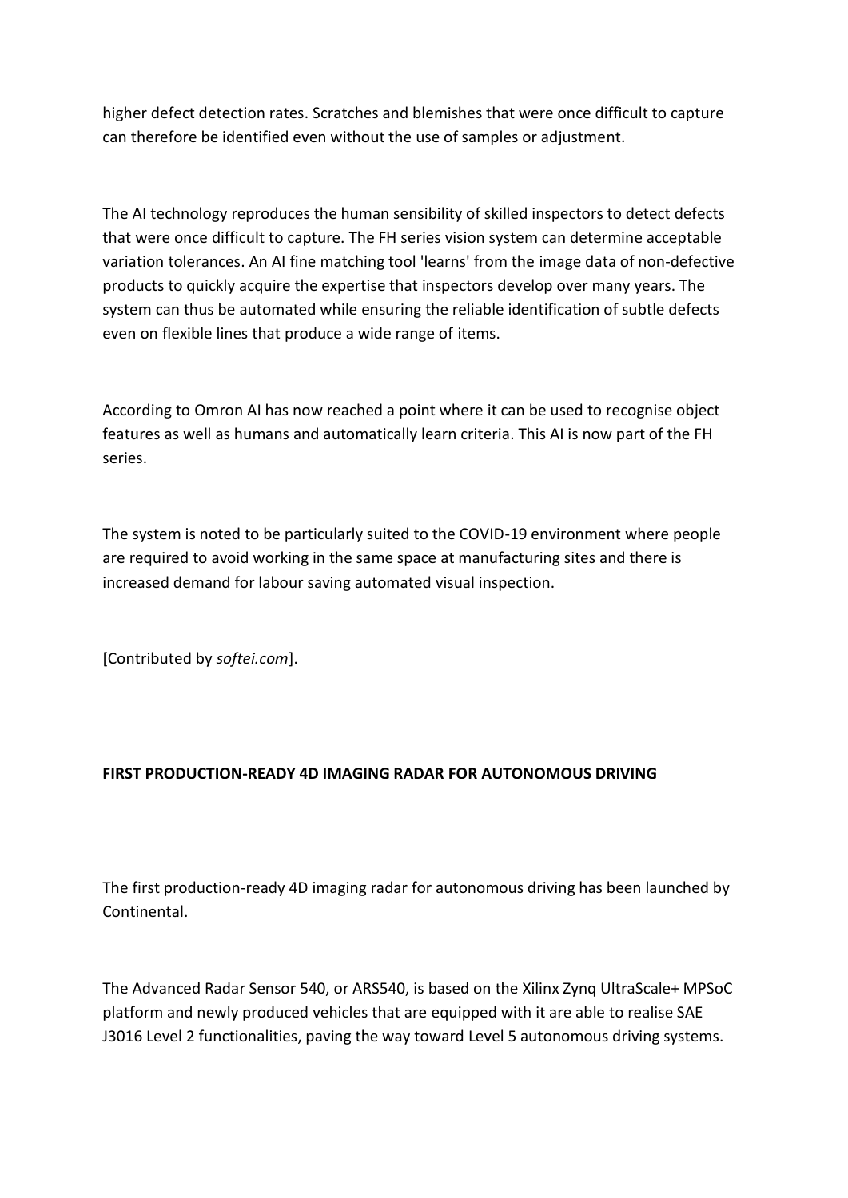higher defect detection rates. Scratches and blemishes that were once difficult to capture can therefore be identified even without the use of samples or adjustment.

The AI technology reproduces the human sensibility of skilled inspectors to detect defects that were once difficult to capture. The FH series vision system can determine acceptable variation tolerances. An AI fine matching tool 'learns' from the image data of non-defective products to quickly acquire the expertise that inspectors develop over many years. The system can thus be automated while ensuring the reliable identification of subtle defects even on flexible lines that produce a wide range of items.

According to Omron AI has now reached a point where it can be used to recognise object features as well as humans and automatically learn criteria. This AI is now part of the FH series.

The system is noted to be particularly suited to the COVID-19 environment where people are required to avoid working in the same space at manufacturing sites and there is increased demand for labour saving automated visual inspection.

[Contributed by *softei.com*].

**FIRST PRODUCTION-READY 4D IMAGING RADAR FOR AUTONOMOUS DRIVING**

The first production-ready 4D imaging radar for autonomous driving has been launched by Continental.

The Advanced Radar Sensor 540, or ARS540, is based on the Xilinx Zynq UltraScale+ MPSoC platform and newly produced vehicles that are equipped with it are able to realise SAE J3016 Level 2 functionalities, paving the way toward Level 5 autonomous driving systems.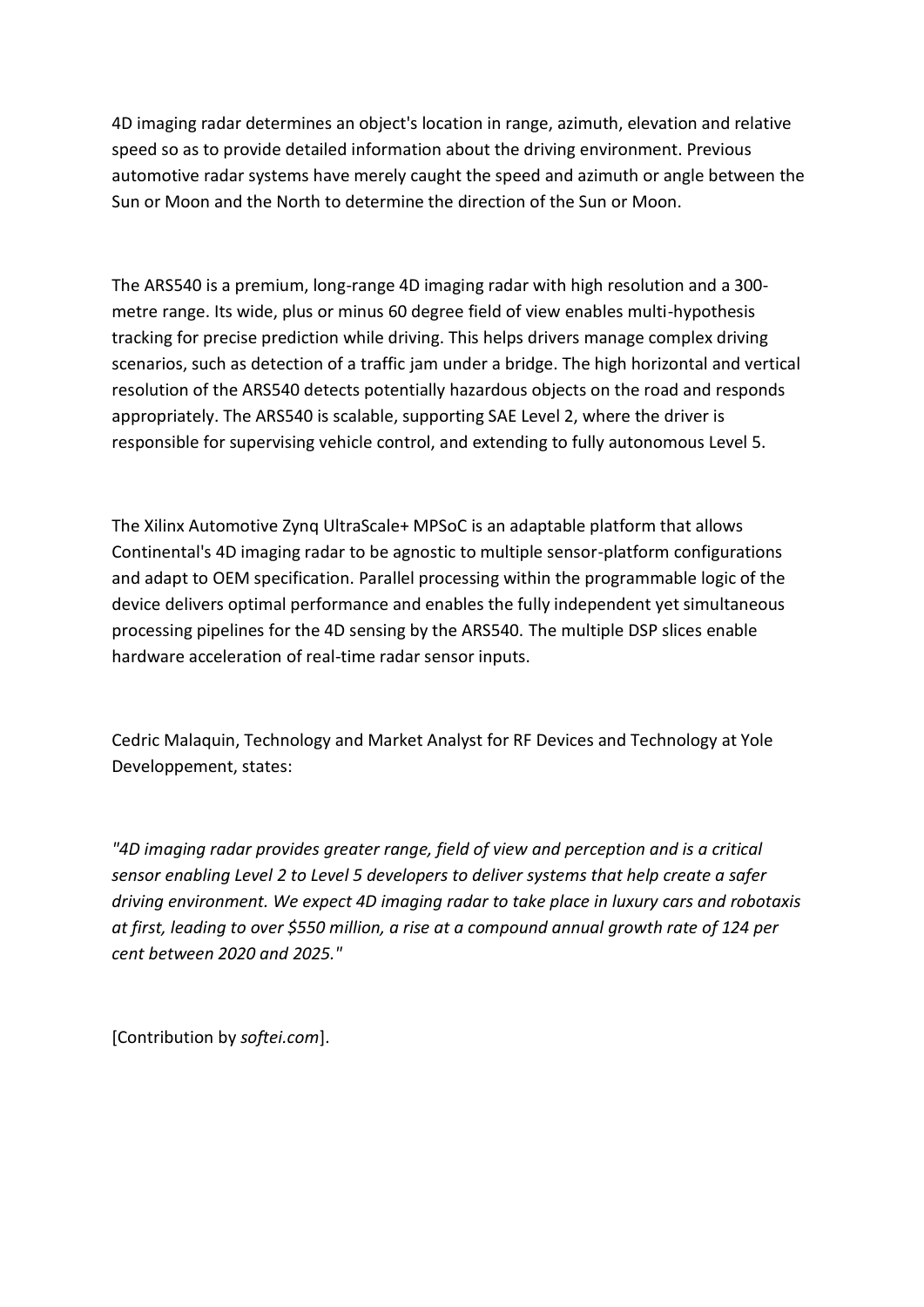4D imaging radar determines an object's location in range, azimuth, elevation and relative speed so as to provide detailed information about the driving environment. Previous automotive radar systems have merely caught the speed and azimuth or angle between the Sun or Moon and the North to determine the direction of the Sun or Moon.

The ARS540 is a premium, long-range 4D imaging radar with high resolution and a 300-metre range. Its wide, plus or minus 60 degree field of view enables multi-hypothesis tracking for precise prediction while driving. This helps drivers manage complex driving scenarios, such as detection of a traffic jam under a bridge. The high horizontal and vertical resolution of the ARS540 detects potentially hazardous objects on the road and responds appropriately. The ARS540 is scalable, supporting SAE Level 2, where the driver is responsible for supervising vehicle control, and extending to fully autonomous Level 5.

The Xilinx Automotive Zynq UltraScale+ MPSoC is an adaptable platform that allows Continental's 4D imaging radar to be agnostic to multiple sensor-platform configurations and adapt to OEM specification. Parallel processing within the programmable logic of the device delivers optimal performance and enables the fully independent yet simultaneous processing pipelines for the 4D sensing by the ARS540. The multiple DSP slices enable hardware acceleration of real-time radar sensor inputs.

Cedric Malaquin, Technology and Market Analyst for RF Devices and Technology at Yole Developpement, states:

*"4D imaging radar provides greater range, field of view and perception and is a critical sensor enabling Level 2 to Level 5 developers to deliver systems that help create a safer driving environment. We expect 4D imaging radar to take place in luxury cars and robotaxis at first, leading to over $550 million, a rise at a compound annual growth rate of 124 per cent between 2020 and 2025."*

[Contribution by *softei.com*].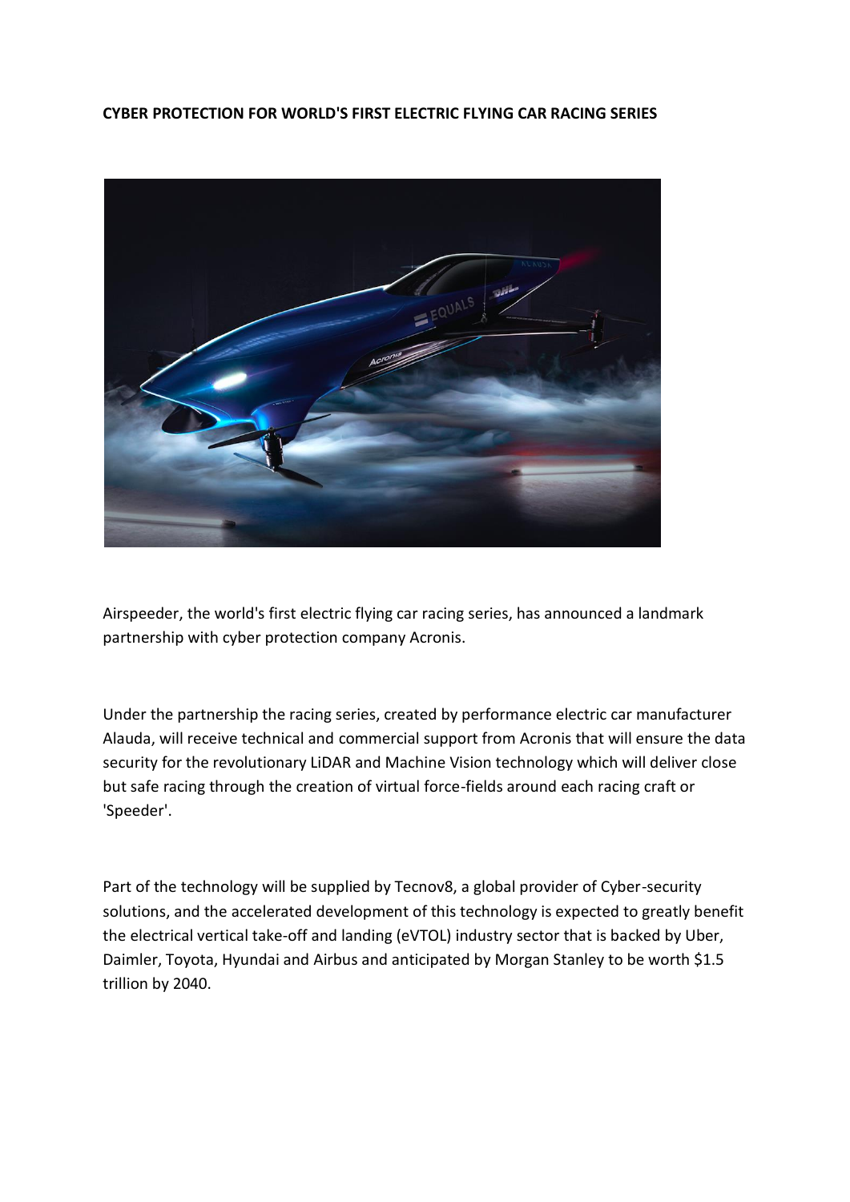**CYBER PROTECTION FOR WORLD'S FIRST ELECTRIC FLYING CAR RACING SERIES**

Airspeeder, the world's first electric flying car racing series, has announced a landmark partnership with cyber protection company Acronis.

Under the partnership the racing series, created by performance electric car manufacturer Alauda, will receive technical and commercial support from Acronis that will ensure the data security for the revolutionary LiDAR and Machine Vision technology which will deliver close but safe racing through the creation of virtual force-fields around each racing craft or 'Speeder'.

Part of the technology will be supplied by Tecnov8, a global provider of Cyber-security solutions, and the accelerated development of this technology is expected to greatly benefit the electrical vertical take-off and landing (eVTOL) industry sector that is backed by Uber, Daimler, Toyota, Hyundai and Airbus and anticipated by Morgan Stanley to be worth $1.5 trillion by 2040.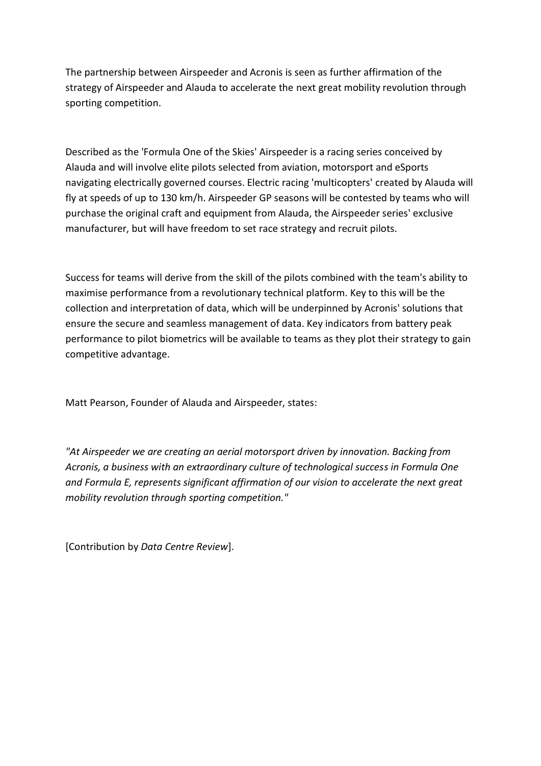The partnership between Airspeeder and Acronis is seen as further affirmation of the strategy of Airspeeder and Alauda to accelerate the next great mobility revolution through sporting competition.

Described as the 'Formula One of the Skies' Airspeeder is a racing series conceived by Alauda and will involve elite pilots selected from aviation, motorsport and eSports navigating electrically governed courses. Electric racing 'multicopters' created by Alauda will fly at speeds of up to 130 km/h. Airspeeder GP seasons will be contested by teams who will purchase the original craft and equipment from Alauda, the Airspeeder series' exclusive manufacturer, but will have freedom to set race strategy and recruit pilots.

Success for teams will derive from the skill of the pilots combined with the team's ability to maximise performance from a revolutionary technical platform. Key to this will be the collection and interpretation of data, which will be underpinned by Acronis' solutions that ensure the secure and seamless management of data. Key indicators from battery peak performance to pilot biometrics will be available to teams as they plot their strategy to gain competitive advantage.

Matt Pearson, Founder of Alauda and Airspeeder, states:

*"At Airspeeder we are creating an aerial motorsport driven by innovation. Backing from Acronis, a business with an extraordinary culture of technological success in Formula One and Formula E, represents significant affirmation of our vision to accelerate the next great mobility revolution through sporting competition."*

[Contribution by *Data Centre Review*].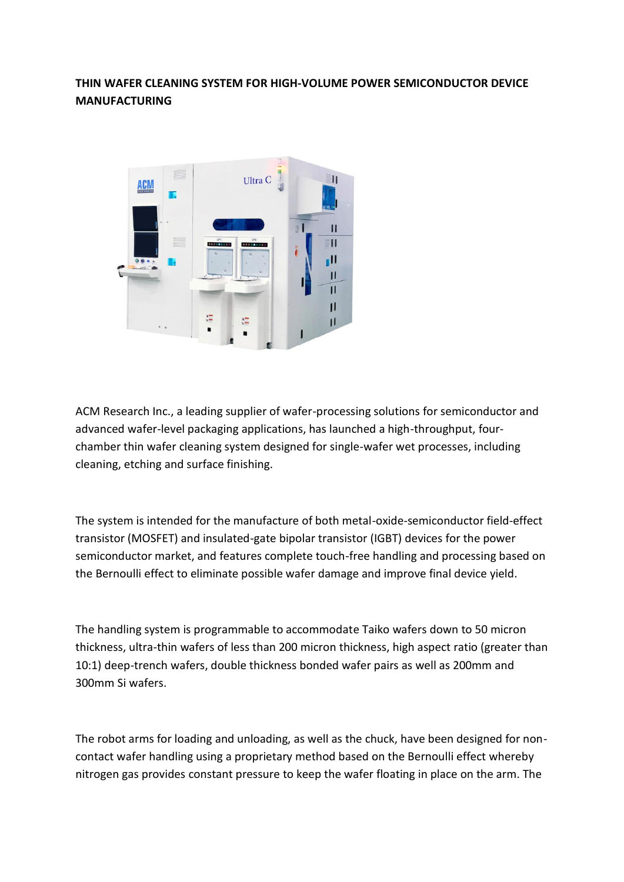**THIN WAFER CLEANING SYSTEM FOR HIGH-VOLUME POWER SEMICONDUCTOR DEVICE MANUFACTURING**

ACM Research Inc., a leading supplier of wafer-processing solutions for semiconductor and advanced wafer-level packaging applications, has launched a high-throughput, four-chamber thin wafer cleaning system designed for single-wafer wet processes, including cleaning, etching and surface finishing.

The system is intended for the manufacture of both metal-oxide-semiconductor field-effect transistor (MOSFET) and insulated-gate bipolar transistor (IGBT) devices for the power semiconductor market, and features complete touch-free handling and processing based on the Bernoulli effect to eliminate possible wafer damage and improve final device yield.

The handling system is programmable to accommodate Taiko wafers down to 50 micron thickness, ultra-thin wafers of less than 200 micron thickness, high aspect ratio (greater than 10:1) deep-trench wafers, double thickness bonded wafer pairs as well as 200mm and 300mm Si wafers.

The robot arms for loading and unloading, as well as the chuck, have been designed for non-contact wafer handling using a proprietary method based on the Bernoulli effect whereby nitrogen gas provides constant pressure to keep the wafer floating in place on the arm. The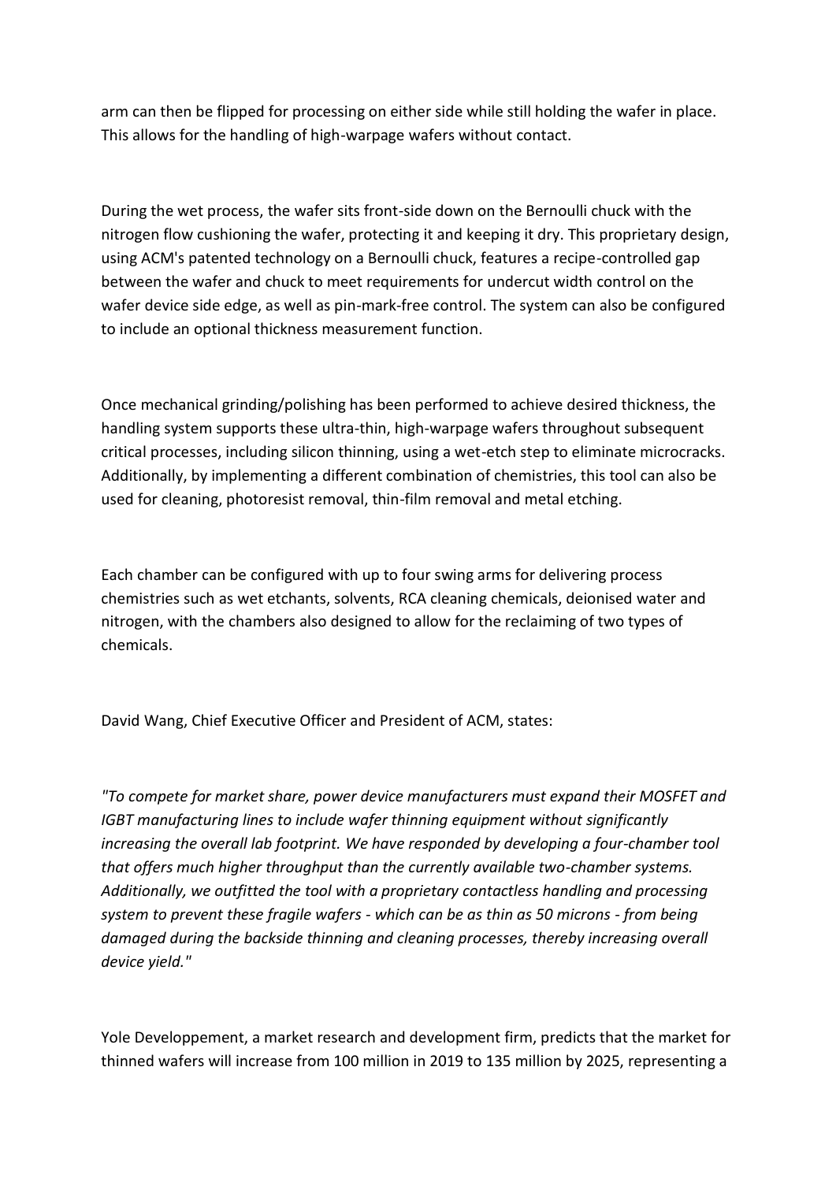arm can then be flipped for processing on either side while still holding the wafer in place. This allows for the handling of high-warpage wafers without contact.

During the wet process, the wafer sits front-side down on the Bernoulli chuck with the nitrogen flow cushioning the wafer, protecting it and keeping it dry. This proprietary design, using ACM's patented technology on a Bernoulli chuck, features a recipe-controlled gap between the wafer and chuck to meet requirements for undercut width control on the wafer device side edge, as well as pin-mark-free control. The system can also be configured to include an optional thickness measurement function.

Once mechanical grinding/polishing has been performed to achieve desired thickness, the handling system supports these ultra-thin, high-warpage wafers throughout subsequent critical processes, including silicon thinning, using a wet-etch step to eliminate microcracks. Additionally, by implementing a different combination of chemistries, this tool can also be used for cleaning, photoresist removal, thin-film removal and metal etching.

Each chamber can be configured with up to four swing arms for delivering process chemistries such as wet etchants, solvents, RCA cleaning chemicals, deionised water and nitrogen, with the chambers also designed to allow for the reclaiming of two types of chemicals.

David Wang, Chief Executive Officer and President of ACM, states:

*"To compete for market share, power device manufacturers must expand their MOSFET and IGBT manufacturing lines to include wafer thinning equipment without significantly increasing the overall lab footprint. We have responded by developing a four-chamber tool that offers much higher throughput than the currently available two-chamber systems. Additionally, we outfitted the tool with a proprietary contactless handling and processing system to prevent these fragile wafers - which can be as thin as 50 microns - from being damaged during the backside thinning and cleaning processes, thereby increasing overall device yield."*

Yole Developpement, a market research and development firm, predicts that the market for thinned wafers will increase from 100 million in 2019 to 135 million by 2025, representing a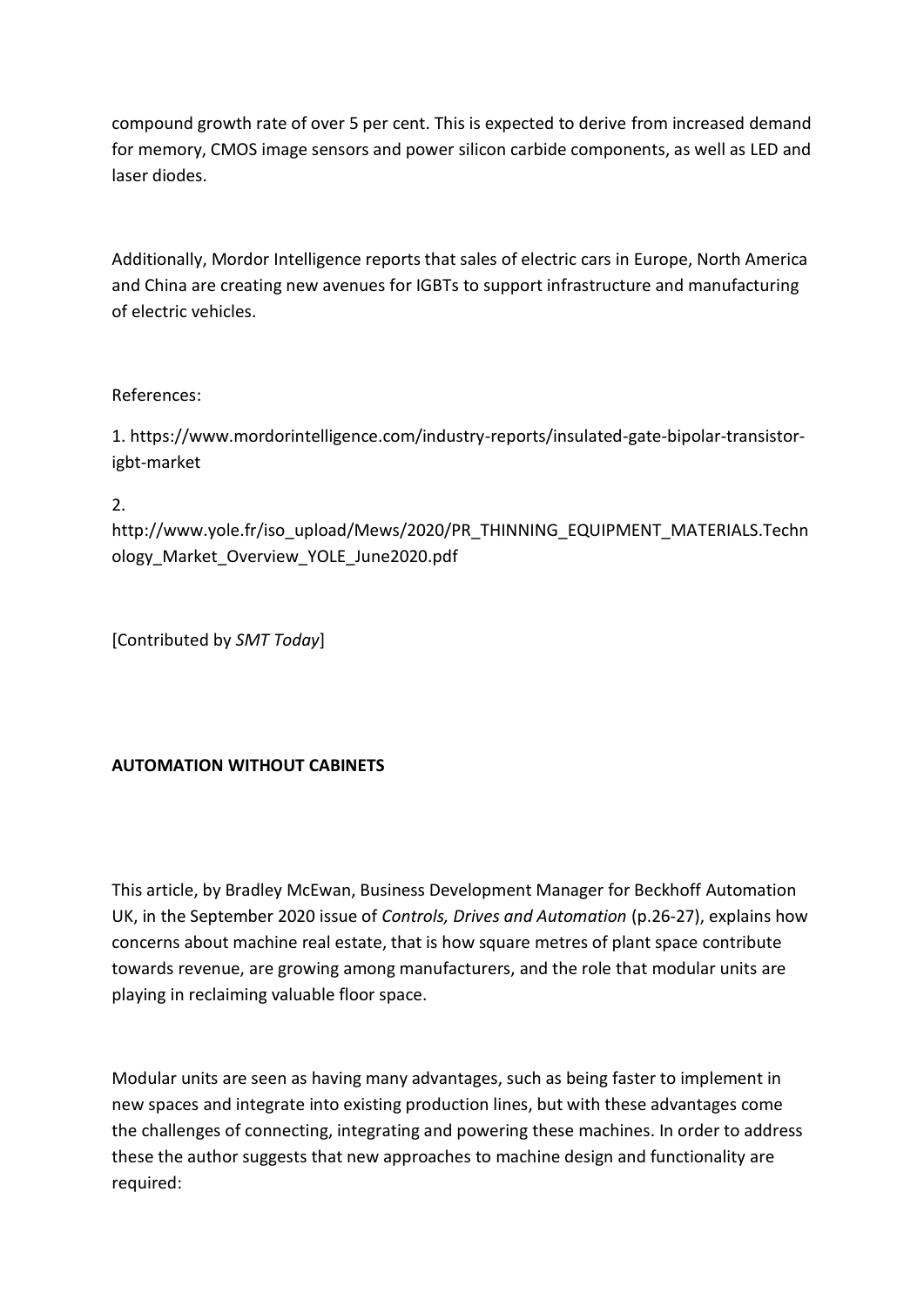compound growth rate of over 5 per cent. This is expected to derive from increased demand for memory, CMOS image sensors and power silicon carbide components, as well as LED and laser diodes.

Additionally, Mordor Intelligence reports that sales of electric cars in Europe, North America and China are creating new avenues for IGBTs to support infrastructure and manufacturing of electric vehicles.

References:

1. https://www.mordorintelligence.com/industry-reports/insulated-gate-bipolar-transistor-igbt-market

2. http://www.yole.fr/iso_upload/Mews/2020/PR_THINNING_EQUIPMENT_MATERIALS.Technology_Market_Overview_YOLE_June2020.pdf

[Contributed by *SMT Today*]

**AUTOMATION WITHOUT CABINETS**

This article, by Bradley McEwan, Business Development Manager for Beckhoff Automation UK, in the September 2020 issue of *Controls, Drives and Automation* (p.26-27), explains how concerns about machine real estate, that is how square metres of plant space contribute towards revenue, are growing among manufacturers, and the role that modular units are playing in reclaiming valuable floor space.

Modular units are seen as having many advantages, such as being faster to implement in new spaces and integrate into existing production lines, but with these advantages come the challenges of connecting, integrating and powering these machines. In order to address these the author suggests that new approaches to machine design and functionality are required: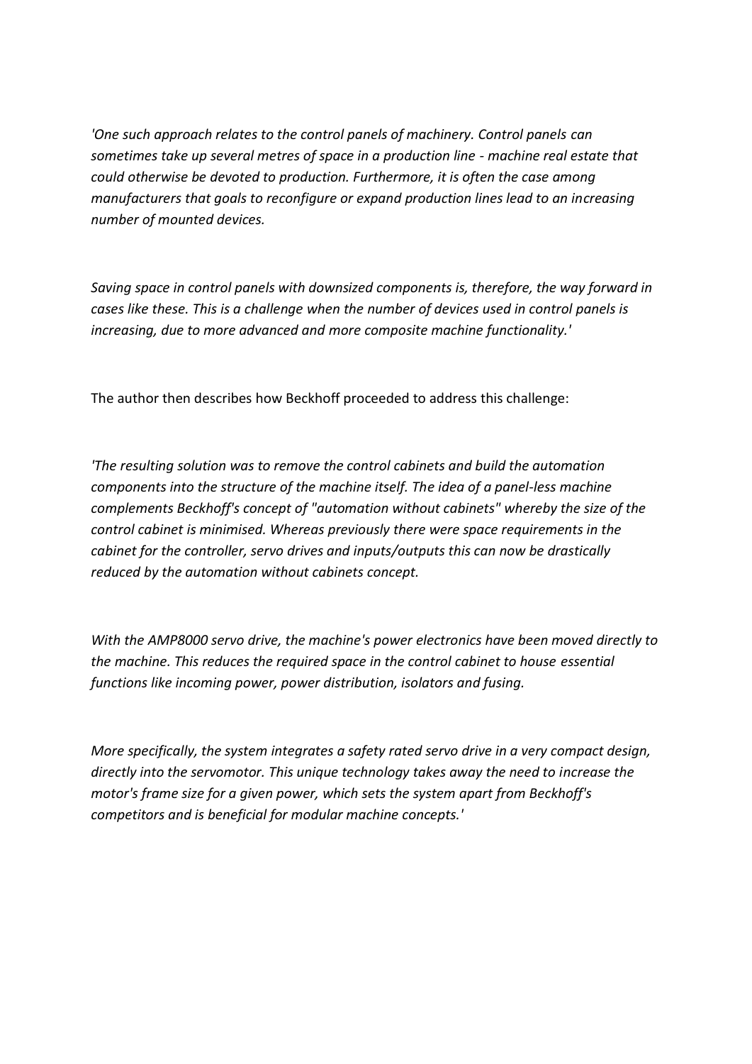*'One such approach relates to the control panels of machinery. Control panels can sometimes take up several metres of space in a production line - machine real estate that could otherwise be devoted to production. Furthermore, it is often the case among manufacturers that goals to reconfigure or expand production lines lead to an increasing number of mounted devices.*

*Saving space in control panels with downsized components is, therefore, the way forward in cases like these. This is a challenge when the number of devices used in control panels is increasing, due to more advanced and more composite machine functionality.'*

The author then describes how Beckhoff proceeded to address this challenge:

*'The resulting solution was to remove the control cabinets and build the automation components into the structure of the machine itself. The idea of a panel-less machine complements Beckhoff's concept of "automation without cabinets" whereby the size of the control cabinet is minimised. Whereas previously there were space requirements in the cabinet for the controller, servo drives and inputs/outputs this can now be drastically reduced by the automation without cabinets concept.*

*With the AMP8000 servo drive, the machine's power electronics have been moved directly to the machine. This reduces the required space in the control cabinet to house essential functions like incoming power, power distribution, isolators and fusing.*

*More specifically, the system integrates a safety rated servo drive in a very compact design, directly into the servomotor. This unique technology takes away the need to increase the motor's frame size for a given power, which sets the system apart from Beckhoff's competitors and is beneficial for modular machine concepts.'*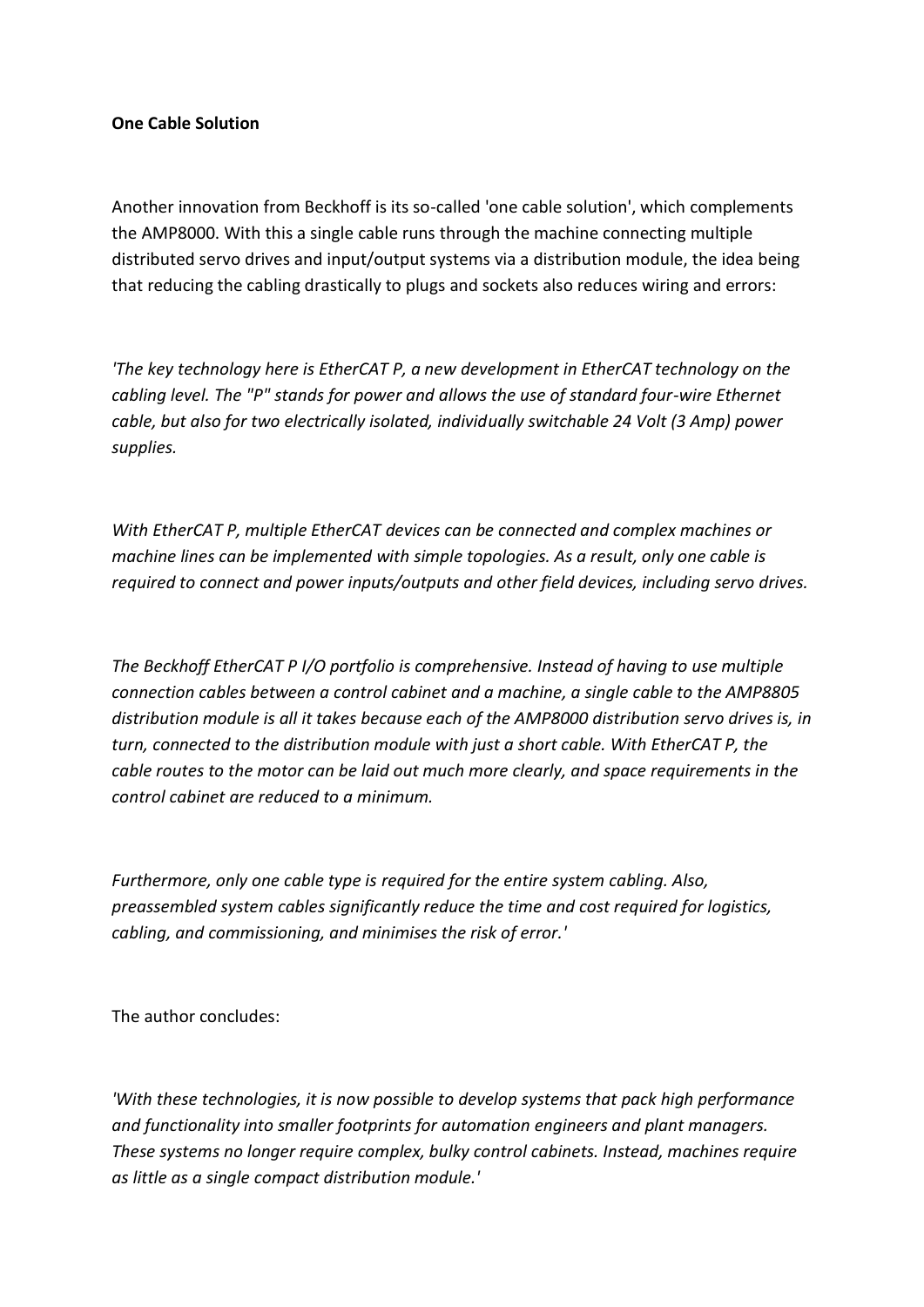**One Cable Solution**

Another innovation from Beckhoff is its so-called 'one cable solution', which complements the AMP8000. With this a single cable runs through the machine connecting multiple distributed servo drives and input/output systems via a distribution module, the idea being that reducing the cabling drastically to plugs and sockets also reduces wiring and errors:

*'The key technology here is EtherCAT P, a new development in EtherCAT technology on the cabling level. The "P" stands for power and allows the use of standard four-wire Ethernet cable, but also for two electrically isolated, individually switchable 24 Volt (3 Amp) power supplies.*

*With EtherCAT P, multiple EtherCAT devices can be connected and complex machines or machine lines can be implemented with simple topologies. As a result, only one cable is required to connect and power inputs/outputs and other field devices, including servo drives.*

*The Beckhoff EtherCAT P I/O portfolio is comprehensive. Instead of having to use multiple connection cables between a control cabinet and a machine, a single cable to the AMP8805 distribution module is all it takes because each of the AMP8000 distribution servo drives is, in turn, connected to the distribution module with just a short cable. With EtherCAT P, the cable routes to the motor can be laid out much more clearly, and space requirements in the control cabinet are reduced to a minimum.*

*Furthermore, only one cable type is required for the entire system cabling. Also, preassembled system cables significantly reduce the time and cost required for logistics, cabling, and commissioning, and minimises the risk of error.'*

The author concludes:

*'With these technologies, it is now possible to develop systems that pack high performance and functionality into smaller footprints for automation engineers and plant managers. These systems no longer require complex, bulky control cabinets. Instead, machines require as little as a single compact distribution module.'*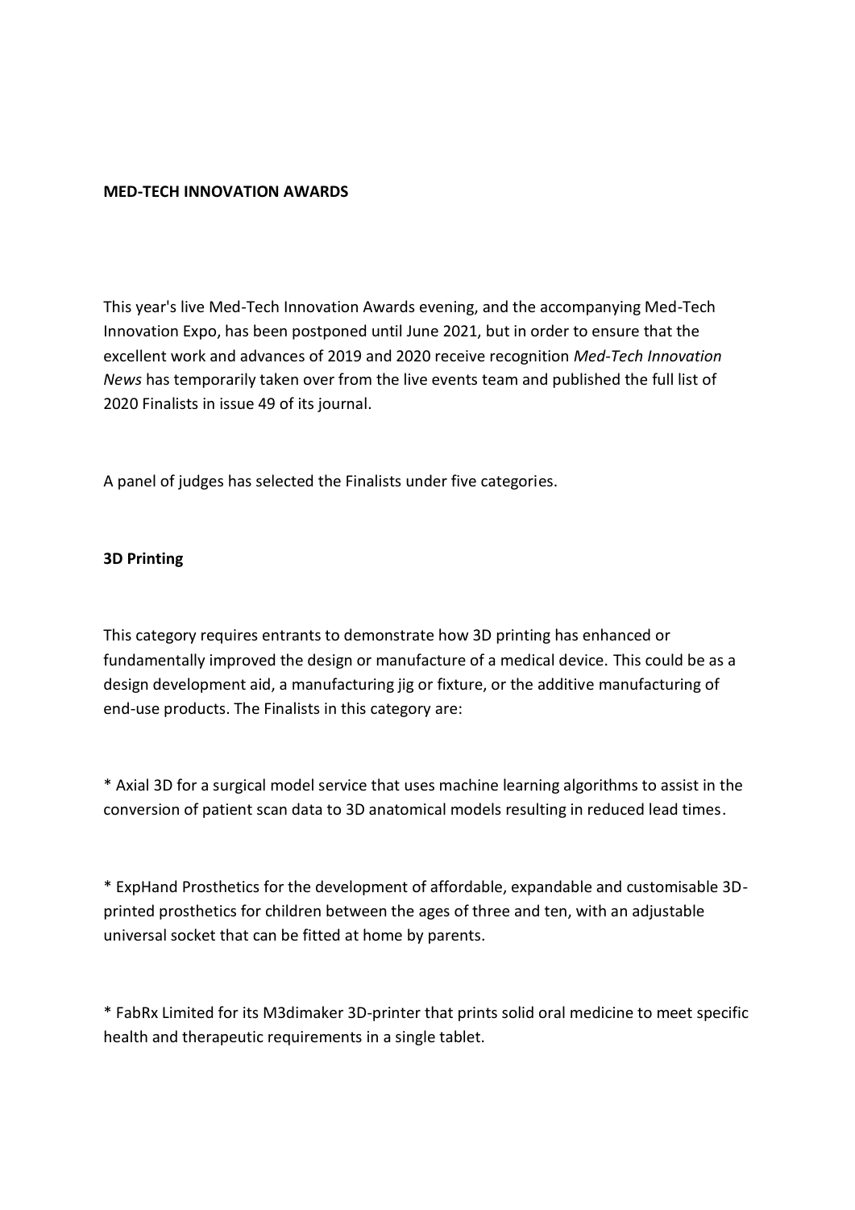**MED-TECH INNOVATION AWARDS**

This year's live Med-Tech Innovation Awards evening, and the accompanying Med-Tech Innovation Expo, has been postponed until June 2021, but in order to ensure that the excellent work and advances of 2019 and 2020 receive recognition *Med-Tech Innovation News* has temporarily taken over from the live events team and published the full list of 2020 Finalists in issue 49 of its journal.

A panel of judges has selected the Finalists under five categories.

**3D Printing**

This category requires entrants to demonstrate how 3D printing has enhanced or fundamentally improved the design or manufacture of a medical device. This could be as a design development aid, a manufacturing jig or fixture, or the additive manufacturing of end-use products. The Finalists in this category are:

* Axial 3D for a surgical model service that uses machine learning algorithms to assist in the conversion of patient scan data to 3D anatomical models resulting in reduced lead times.

* ExpHand Prosthetics for the development of affordable, expandable and customisable 3D-printed prosthetics for children between the ages of three and ten, with an adjustable universal socket that can be fitted at home by parents.

* FabRx Limited for its M3dimaker 3D-printer that prints solid oral medicine to meet specific health and therapeutic requirements in a single tablet.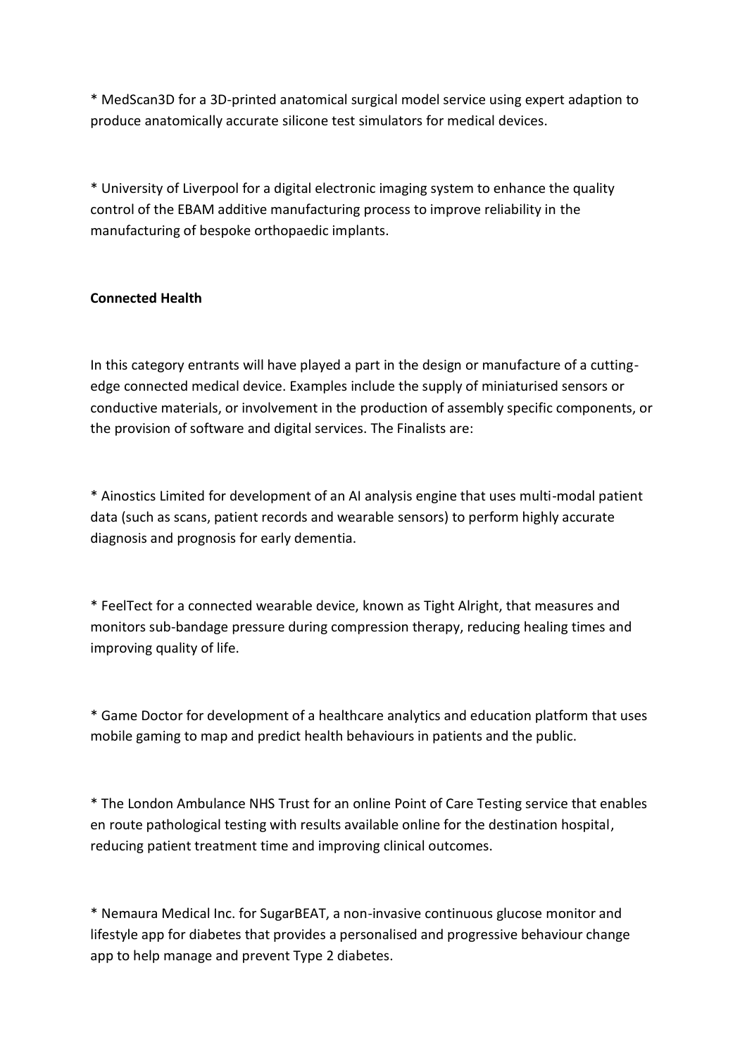* MedScan3D for a 3D-printed anatomical surgical model service using expert adaption to produce anatomically accurate silicone test simulators for medical devices.

* University of Liverpool for a digital electronic imaging system to enhance the quality control of the EBAM additive manufacturing process to improve reliability in the manufacturing of bespoke orthopaedic implants.

**Connected Health**

In this category entrants will have played a part in the design or manufacture of a cutting-edge connected medical device. Examples include the supply of miniaturised sensors or conductive materials, or involvement in the production of assembly specific components, or the provision of software and digital services. The Finalists are:

* Ainostics Limited for development of an AI analysis engine that uses multi-modal patient data (such as scans, patient records and wearable sensors) to perform highly accurate diagnosis and prognosis for early dementia.

* FeelTect for a connected wearable device, known as Tight Alright, that measures and monitors sub-bandage pressure during compression therapy, reducing healing times and improving quality of life.

* Game Doctor for development of a healthcare analytics and education platform that uses mobile gaming to map and predict health behaviours in patients and the public.

* The London Ambulance NHS Trust for an online Point of Care Testing service that enables en route pathological testing with results available online for the destination hospital, reducing patient treatment time and improving clinical outcomes.

* Nemaura Medical Inc. for SugarBEAT, a non-invasive continuous glucose monitor and lifestyle app for diabetes that provides a personalised and progressive behaviour change app to help manage and prevent Type 2 diabetes.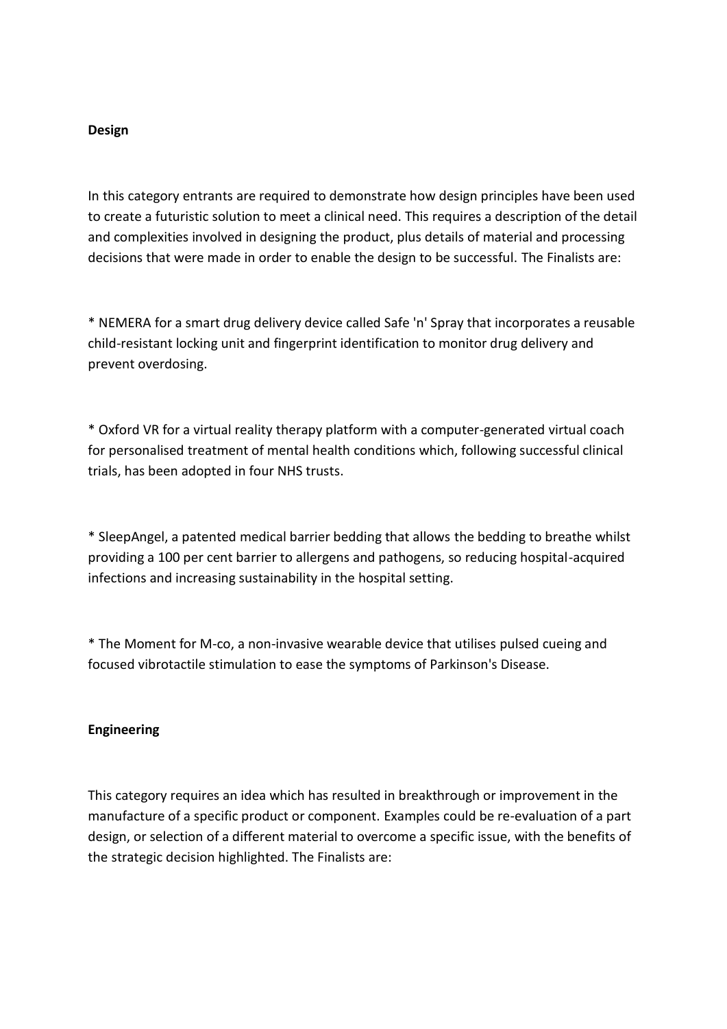**Design**

In this category entrants are required to demonstrate how design principles have been used to create a futuristic solution to meet a clinical need. This requires a description of the detail and complexities involved in designing the product, plus details of material and processing decisions that were made in order to enable the design to be successful. The Finalists are:

* NEMERA for a smart drug delivery device called Safe 'n' Spray that incorporates a reusable child-resistant locking unit and fingerprint identification to monitor drug delivery and prevent overdosing.

* Oxford VR for a virtual reality therapy platform with a computer-generated virtual coach for personalised treatment of mental health conditions which, following successful clinical trials, has been adopted in four NHS trusts.

* SleepAngel, a patented medical barrier bedding that allows the bedding to breathe whilst providing a 100 per cent barrier to allergens and pathogens, so reducing hospital-acquired infections and increasing sustainability in the hospital setting.

* The Moment for M-co, a non-invasive wearable device that utilises pulsed cueing and focused vibrotactile stimulation to ease the symptoms of Parkinson's Disease.

**Engineering**

This category requires an idea which has resulted in breakthrough or improvement in the manufacture of a specific product or component. Examples could be re-evaluation of a part design, or selection of a different material to overcome a specific issue, with the benefits of the strategic decision highlighted. The Finalists are: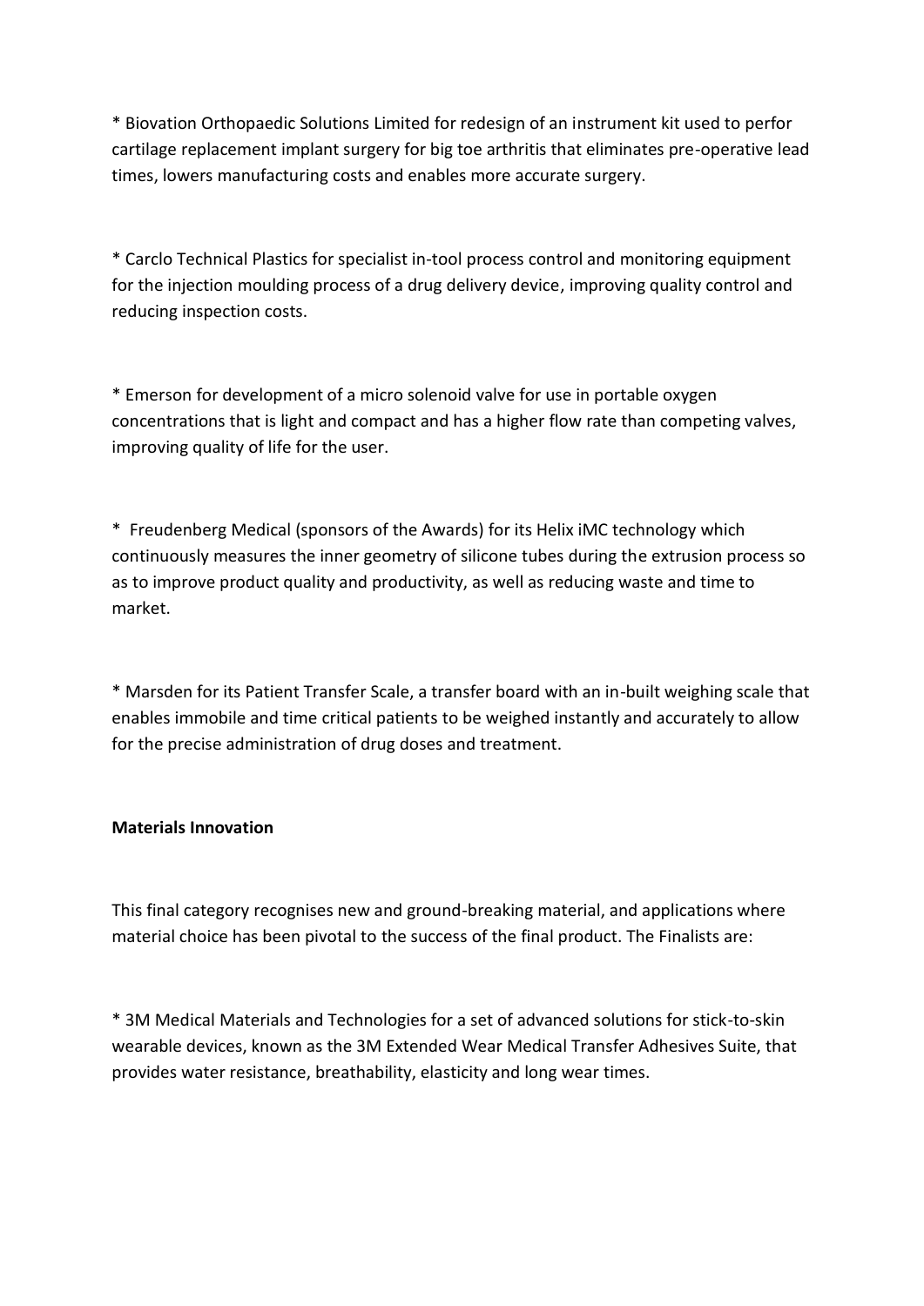* Biovation Orthopaedic Solutions Limited for redesign of an instrument kit used to perfor cartilage replacement implant surgery for big toe arthritis that eliminates pre-operative lead times, lowers manufacturing costs and enables more accurate surgery.

* Carclo Technical Plastics for specialist in-tool process control and monitoring equipment for the injection moulding process of a drug delivery device, improving quality control and reducing inspection costs.

* Emerson for development of a micro solenoid valve for use in portable oxygen concentrations that is light and compact and has a higher flow rate than competing valves, improving quality of life for the user.

* Freudenberg Medical (sponsors of the Awards) for its Helix iMC technology which continuously measures the inner geometry of silicone tubes during the extrusion process so as to improve product quality and productivity, as well as reducing waste and time to market.

* Marsden for its Patient Transfer Scale, a transfer board with an in-built weighing scale that enables immobile and time critical patients to be weighed instantly and accurately to allow for the precise administration of drug doses and treatment.

**Materials Innovation**

This final category recognises new and ground-breaking material, and applications where material choice has been pivotal to the success of the final product. The Finalists are:

* 3M Medical Materials and Technologies for a set of advanced solutions for stick-to-skin wearable devices, known as the 3M Extended Wear Medical Transfer Adhesives Suite, that provides water resistance, breathability, elasticity and long wear times.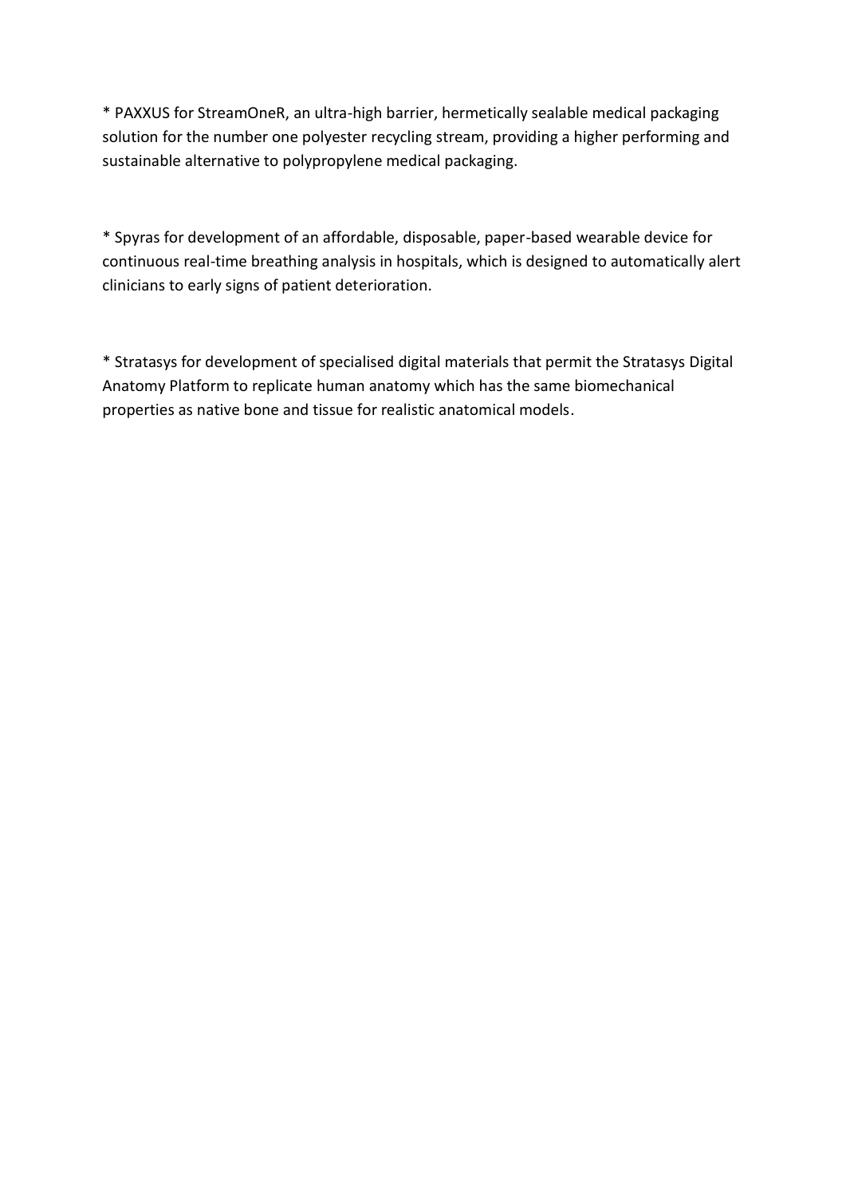* PAXXUS for StreamOneR, an ultra-high barrier, hermetically sealable medical packaging solution for the number one polyester recycling stream, providing a higher performing and sustainable alternative to polypropylene medical packaging.

* Spyras for development of an affordable, disposable, paper-based wearable device for continuous real-time breathing analysis in hospitals, which is designed to automatically alert clinicians to early signs of patient deterioration.

* Stratasys for development of specialised digital materials that permit the Stratasys Digital Anatomy Platform to replicate human anatomy which has the same biomechanical properties as native bone and tissue for realistic anatomical models.